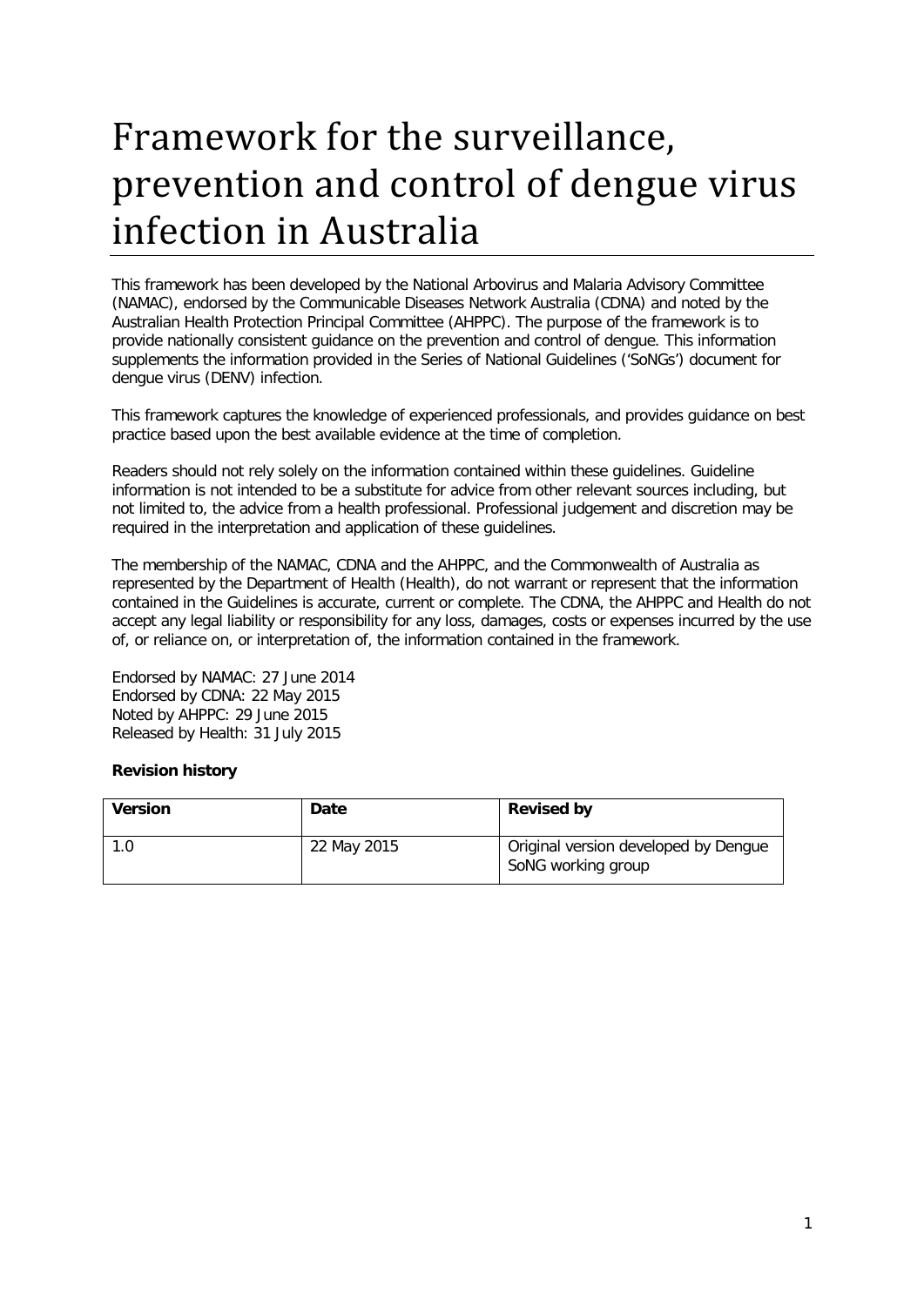# Framework for the surveillance, prevention and control of dengue virus infection in Australia

This framework has been developed by the National Arbovirus and Malaria Advisory Committee (NAMAC), endorsed by the Communicable Diseases Network Australia (CDNA) and noted by the Australian Health Protection Principal Committee (AHPPC). The purpose of the framework is to provide nationally consistent guidance on the prevention and control of dengue. This information supplements the information provided in the Series of National Guidelines ('SoNGs') document for dengue virus (DENV) infection.

This framework captures the knowledge of experienced professionals, and provides guidance on best practice based upon the best available evidence at the time of completion.

Readers should not rely solely on the information contained within these guidelines. Guideline information is not intended to be a substitute for advice from other relevant sources including, but not limited to, the advice from a health professional. Professional judgement and discretion may be required in the interpretation and application of these guidelines.

The membership of the NAMAC, CDNA and the AHPPC, and the Commonwealth of Australia as represented by the Department of Health (Health), do not warrant or represent that the information contained in the Guidelines is accurate, current or complete. The CDNA, the AHPPC and Health do not accept any legal liability or responsibility for any loss, damages, costs or expenses incurred by the use of, or reliance on, or interpretation of, the information contained in the framework.

Endorsed by NAMAC: 27 June 2014
Endorsed by CDNA: 22 May 2015
Noted by AHPPC: 29 June 2015
Released by Health: 31 July 2015

**Revision history**

| Version | Date | Revised by |
|---|---|---|
| 1.0 | 22 May 2015 | Original version developed by Dengue SoNG working group |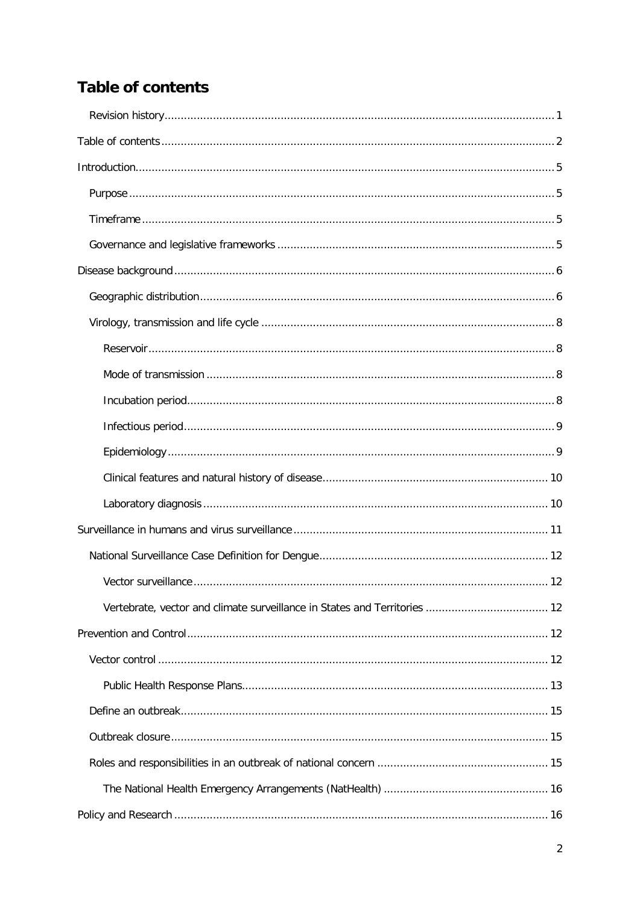# Table of contents

- Revision history........................................................................................................................1
- Table of contents.........................................................................................................................2
- Introduction.................................................................................................................................5
  - Purpose..................................................................................................................................5
  - Timeframe..............................................................................................................................5
  - Governance and legislative frameworks .....................................................................................5
- Disease background.....................................................................................................................6
  - Geographic distribution............................................................................................................6
  - Virology, transmission and life cycle ..........................................................................................8
    - Reservoir............................................................................................................................8
    - Mode of transmission ...........................................................................................................8
    - Incubation period.................................................................................................................8
    - Infectious period..................................................................................................................9
    - Epidemiology.......................................................................................................................9
    - Clinical features and natural history of disease...................................................................... 10
    - Laboratory diagnosis........................................................................................................... 10
- Surveillance in humans and virus surveillance.............................................................................. 11
  - National Surveillance Case Definition for Dengue...................................................................... 12
    - Vector surveillance............................................................................................................. 12
    - Vertebrate, vector and climate surveillance in States and Territories ...................................... 12
- Prevention and Control............................................................................................................... 12
  - Vector control ........................................................................................................................ 12
    - Public Health Response Plans.............................................................................................. 13
  - Define an outbreak................................................................................................................. 15
  - Outbreak closure.................................................................................................................... 15
  - Roles and responsibilities in an outbreak of national concern .................................................... 15
    - The National Health Emergency Arrangements (NatHealth) ................................................... 16
- Policy and Research ................................................................................................................... 16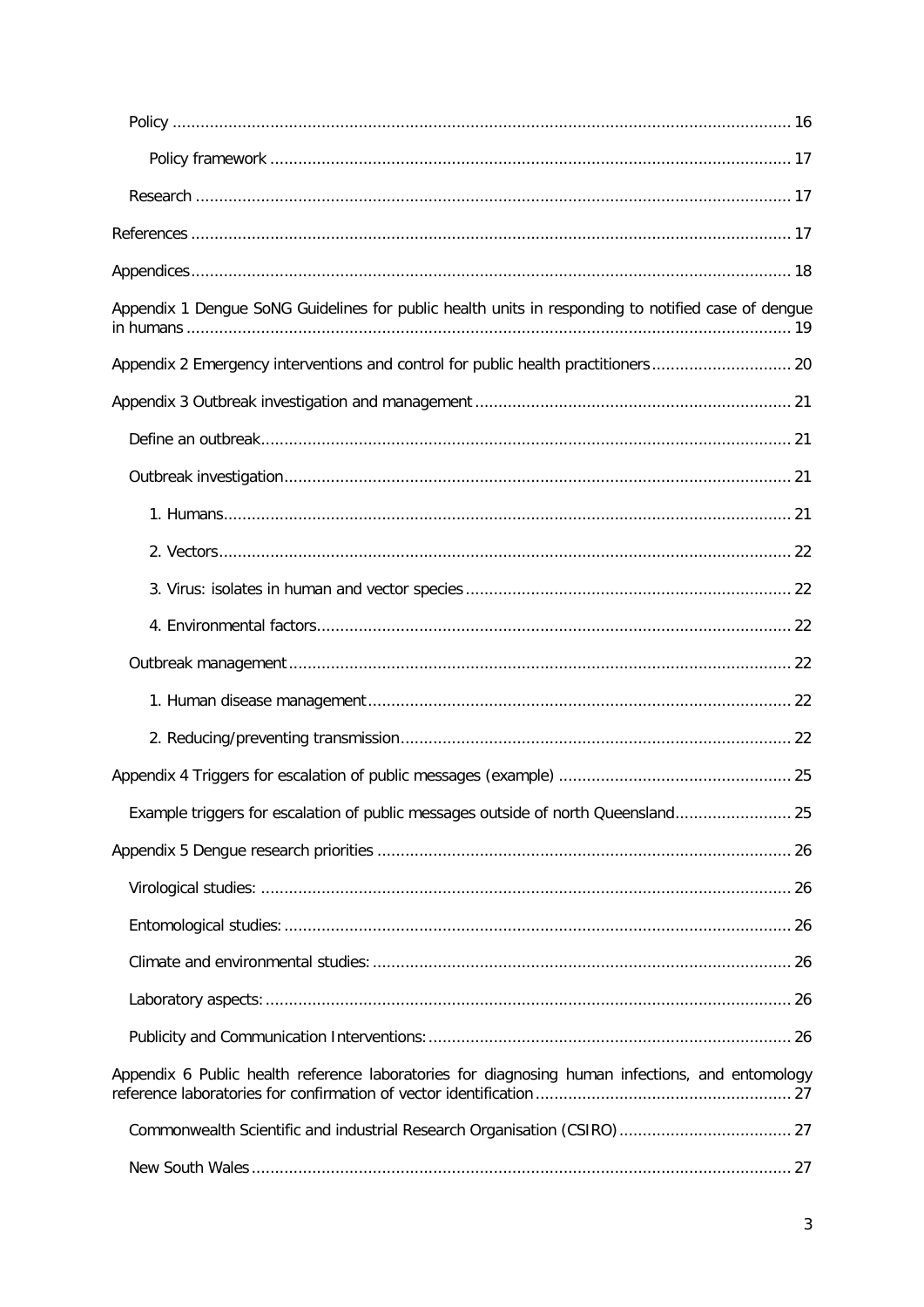Policy .... 16

Policy framework .... 17

Research .... 17

References .... 17

Appendices .... 18

Appendix 1 Dengue SoNG Guidelines for public health units in responding to notified case of dengue in humans .... 19

Appendix 2 Emergency interventions and control for public health practitioners .... 20

Appendix 3 Outbreak investigation and management .... 21

Define an outbreak .... 21

Outbreak investigation .... 21

1. Humans .... 21

2. Vectors .... 22

3. Virus: isolates in human and vector species .... 22

4. Environmental factors .... 22

Outbreak management .... 22

1. Human disease management .... 22

2. Reducing/preventing transmission .... 22

Appendix 4 Triggers for escalation of public messages (example) .... 25

Example triggers for escalation of public messages outside of north Queensland .... 25

Appendix 5 Dengue research priorities .... 26

Virological studies: .... 26

Entomological studies: .... 26

Climate and environmental studies: .... 26

Laboratory aspects: .... 26

Publicity and Communication Interventions: .... 26

Appendix 6 Public health reference laboratories for diagnosing human infections, and entomology reference laboratories for confirmation of vector identification .... 27

Commonwealth Scientific and industrial Research Organisation (CSIRO) .... 27

New South Wales .... 27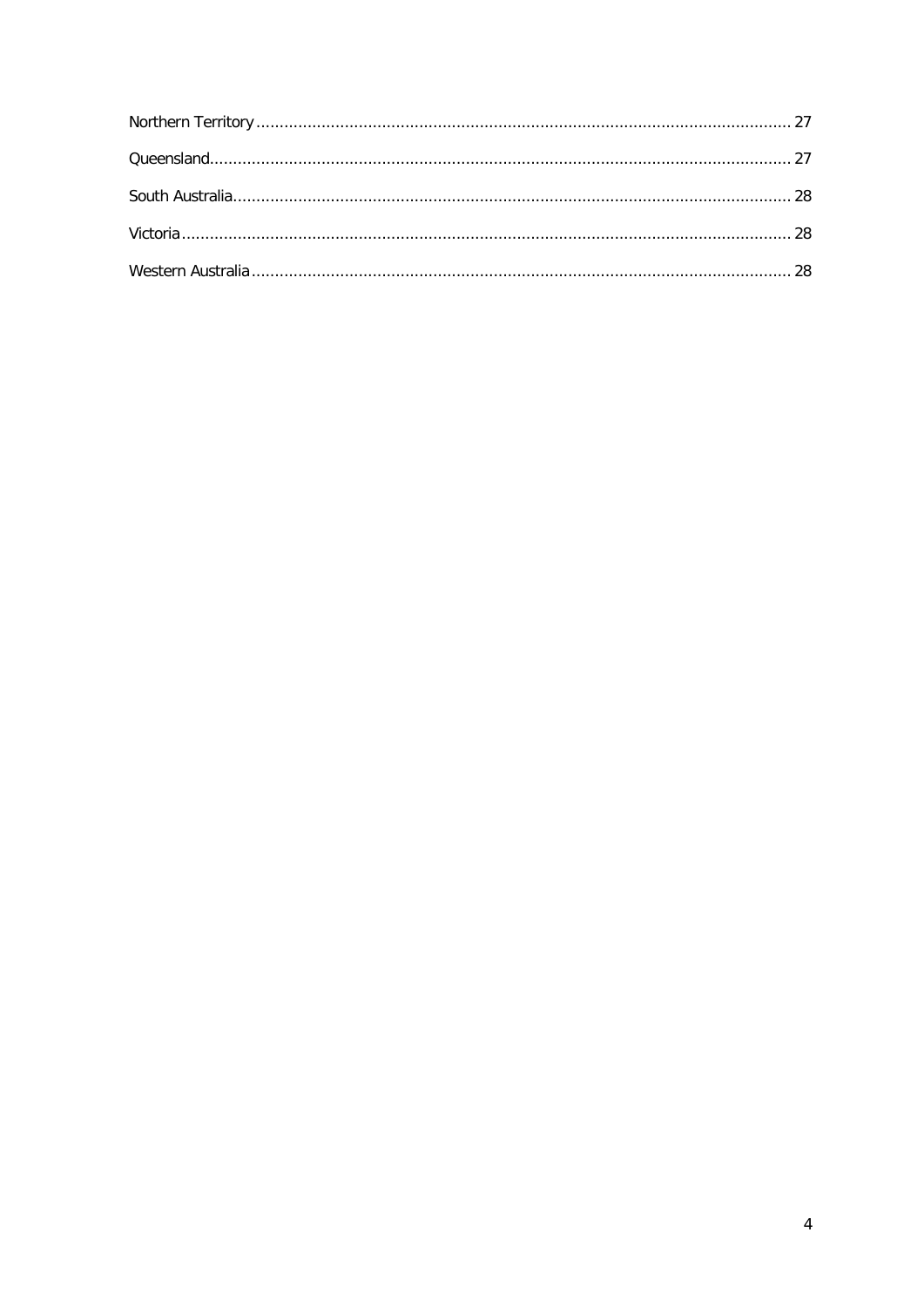Northern Territory ........................................................................................................................ 27

Queensland.................................................................................................................................... 27

South Australia.............................................................................................................................. 28

Victoria.......................................................................................................................................... 28

Western Australia.......................................................................................................................... 28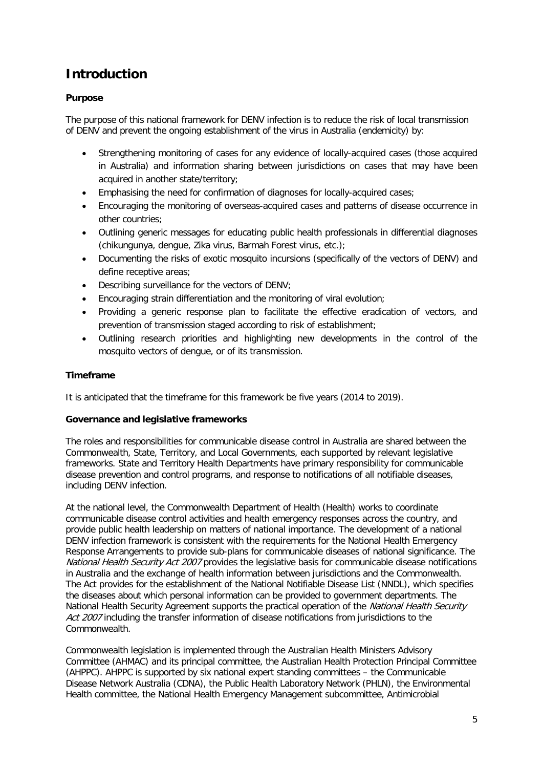# Introduction

**Purpose**

The purpose of this national framework for DENV infection is to reduce the risk of local transmission of DENV and prevent the ongoing establishment of the virus in Australia (endemicity) by:

- Strengthening monitoring of cases for any evidence of locally-acquired cases (those acquired in Australia) and information sharing between jurisdictions on cases that may have been acquired in another state/territory;
- Emphasising the need for confirmation of diagnoses for locally-acquired cases;
- Encouraging the monitoring of overseas-acquired cases and patterns of disease occurrence in other countries;
- Outlining generic messages for educating public health professionals in differential diagnoses (chikungunya, dengue, Zika virus, Barmah Forest virus, etc.);
- Documenting the risks of exotic mosquito incursions (specifically of the vectors of DENV) and define receptive areas;
- Describing surveillance for the vectors of DENV;
- Encouraging strain differentiation and the monitoring of viral evolution;
- Providing a generic response plan to facilitate the effective eradication of vectors, and prevention of transmission staged according to risk of establishment;
- Outlining research priorities and highlighting new developments in the control of the mosquito vectors of dengue, or of its transmission.

**Timeframe**

It is anticipated that the timeframe for this framework be five years (2014 to 2019).

**Governance and legislative frameworks**

The roles and responsibilities for communicable disease control in Australia are shared between the Commonwealth, State, Territory, and Local Governments, each supported by relevant legislative frameworks. State and Territory Health Departments have primary responsibility for communicable disease prevention and control programs, and response to notifications of all notifiable diseases, including DENV infection.

At the national level, the Commonwealth Department of Health (Health) works to coordinate communicable disease control activities and health emergency responses across the country, and provide public health leadership on matters of national importance. The development of a national DENV infection framework is consistent with the requirements for the National Health Emergency Response Arrangements to provide sub-plans for communicable diseases of national significance. The *National Health Security Act 2007* provides the legislative basis for communicable disease notifications in Australia and the exchange of health information between jurisdictions and the Commonwealth. The Act provides for the establishment of the National Notifiable Disease List (NNDL), which specifies the diseases about which personal information can be provided to government departments. The National Health Security Agreement supports the practical operation of the *National Health Security Act 2007* including the transfer information of disease notifications from jurisdictions to the Commonwealth.

Commonwealth legislation is implemented through the Australian Health Ministers Advisory Committee (AHMAC) and its principal committee, the Australian Health Protection Principal Committee (AHPPC). AHPPC is supported by six national expert standing committees – the Communicable Disease Network Australia (CDNA), the Public Health Laboratory Network (PHLN), the Environmental Health committee, the National Health Emergency Management subcommittee, Antimicrobial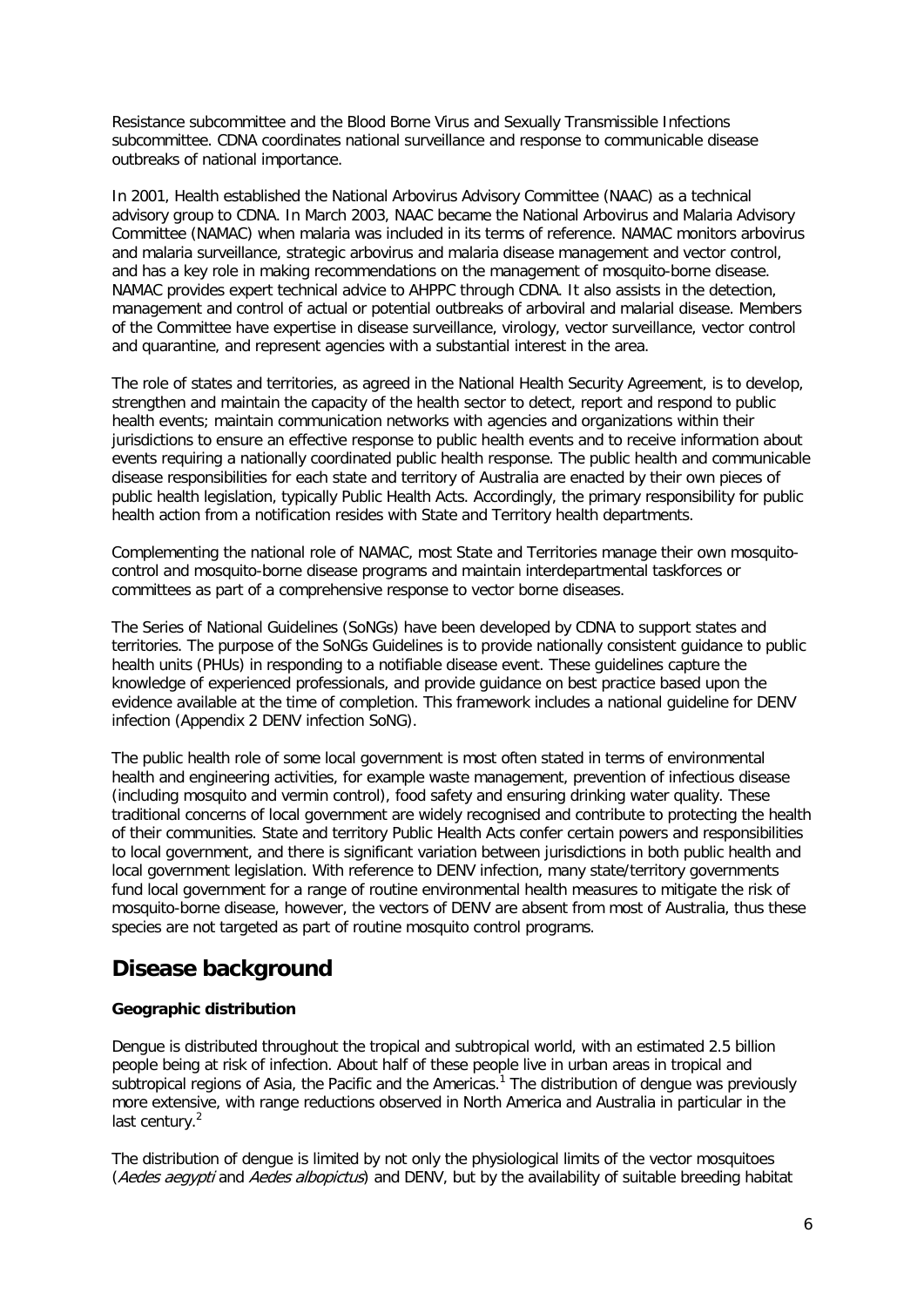Resistance subcommittee and the Blood Borne Virus and Sexually Transmissible Infections subcommittee. CDNA coordinates national surveillance and response to communicable disease outbreaks of national importance.

In 2001, Health established the National Arbovirus Advisory Committee (NAAC) as a technical advisory group to CDNA. In March 2003, NAAC became the National Arbovirus and Malaria Advisory Committee (NAMAC) when malaria was included in its terms of reference. NAMAC monitors arbovirus and malaria surveillance, strategic arbovirus and malaria disease management and vector control, and has a key role in making recommendations on the management of mosquito-borne disease. NAMAC provides expert technical advice to AHPPC through CDNA. It also assists in the detection, management and control of actual or potential outbreaks of arboviral and malarial disease. Members of the Committee have expertise in disease surveillance, virology, vector surveillance, vector control and quarantine, and represent agencies with a substantial interest in the area.

The role of states and territories, as agreed in the National Health Security Agreement, is to develop, strengthen and maintain the capacity of the health sector to detect, report and respond to public health events; maintain communication networks with agencies and organizations within their jurisdictions to ensure an effective response to public health events and to receive information about events requiring a nationally coordinated public health response. The public health and communicable disease responsibilities for each state and territory of Australia are enacted by their own pieces of public health legislation, typically Public Health Acts. Accordingly, the primary responsibility for public health action from a notification resides with State and Territory health departments.

Complementing the national role of NAMAC, most State and Territories manage their own mosquito-control and mosquito-borne disease programs and maintain interdepartmental taskforces or committees as part of a comprehensive response to vector borne diseases.

The Series of National Guidelines (SoNGs) have been developed by CDNA to support states and territories. The purpose of the SoNGs Guidelines is to provide nationally consistent guidance to public health units (PHUs) in responding to a notifiable disease event. These guidelines capture the knowledge of experienced professionals, and provide guidance on best practice based upon the evidence available at the time of completion. This framework includes a national guideline for DENV infection (Appendix 2 DENV infection SoNG).

The public health role of some local government is most often stated in terms of environmental health and engineering activities, for example waste management, prevention of infectious disease (including mosquito and vermin control), food safety and ensuring drinking water quality. These traditional concerns of local government are widely recognised and contribute to protecting the health of their communities. State and territory Public Health Acts confer certain powers and responsibilities to local government, and there is significant variation between jurisdictions in both public health and local government legislation. With reference to DENV infection, many state/territory governments fund local government for a range of routine environmental health measures to mitigate the risk of mosquito-borne disease, however, the vectors of DENV are absent from most of Australia, thus these species are not targeted as part of routine mosquito control programs.

## Disease background

**Geographic distribution**

Dengue is distributed throughout the tropical and subtropical world, with an estimated 2.5 billion people being at risk of infection. About half of these people live in urban areas in tropical and subtropical regions of Asia, the Pacific and the Americas.[1] The distribution of dengue was previously more extensive, with range reductions observed in North America and Australia in particular in the last century.[2]

The distribution of dengue is limited by not only the physiological limits of the vector mosquitoes (*Aedes aegypti* and *Aedes albopictus*) and DENV, but by the availability of suitable breeding habitat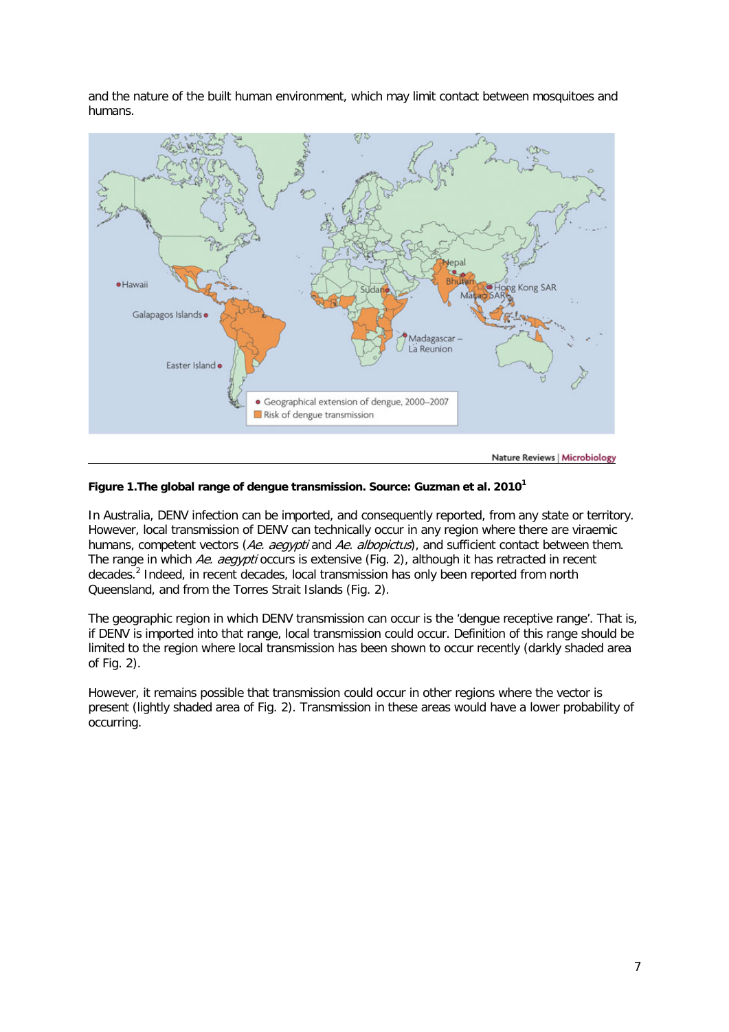and the nature of the built human environment, which may limit contact between mosquitoes and humans.

**Figure 1.The global range of dengue transmission. Source: Guzman et al. 2010[1]**

In Australia, DENV infection can be imported, and consequently reported, from any state or territory. However, local transmission of DENV can technically occur in any region where there are viraemic humans, competent vectors (*Ae. aegypti* and *Ae. albopictus*), and sufficient contact between them. The range in which *Ae. aegypti* occurs is extensive (Fig. 2), although it has retracted in recent decades.[2] Indeed, in recent decades, local transmission has only been reported from north Queensland, and from the Torres Strait Islands (Fig. 2).

The geographic region in which DENV transmission can occur is the 'dengue receptive range'. That is, if DENV is imported into that range, local transmission could occur. Definition of this range should be limited to the region where local transmission has been shown to occur recently (darkly shaded area of Fig. 2).

However, it remains possible that transmission could occur in other regions where the vector is present (lightly shaded area of Fig. 2). Transmission in these areas would have a lower probability of occurring.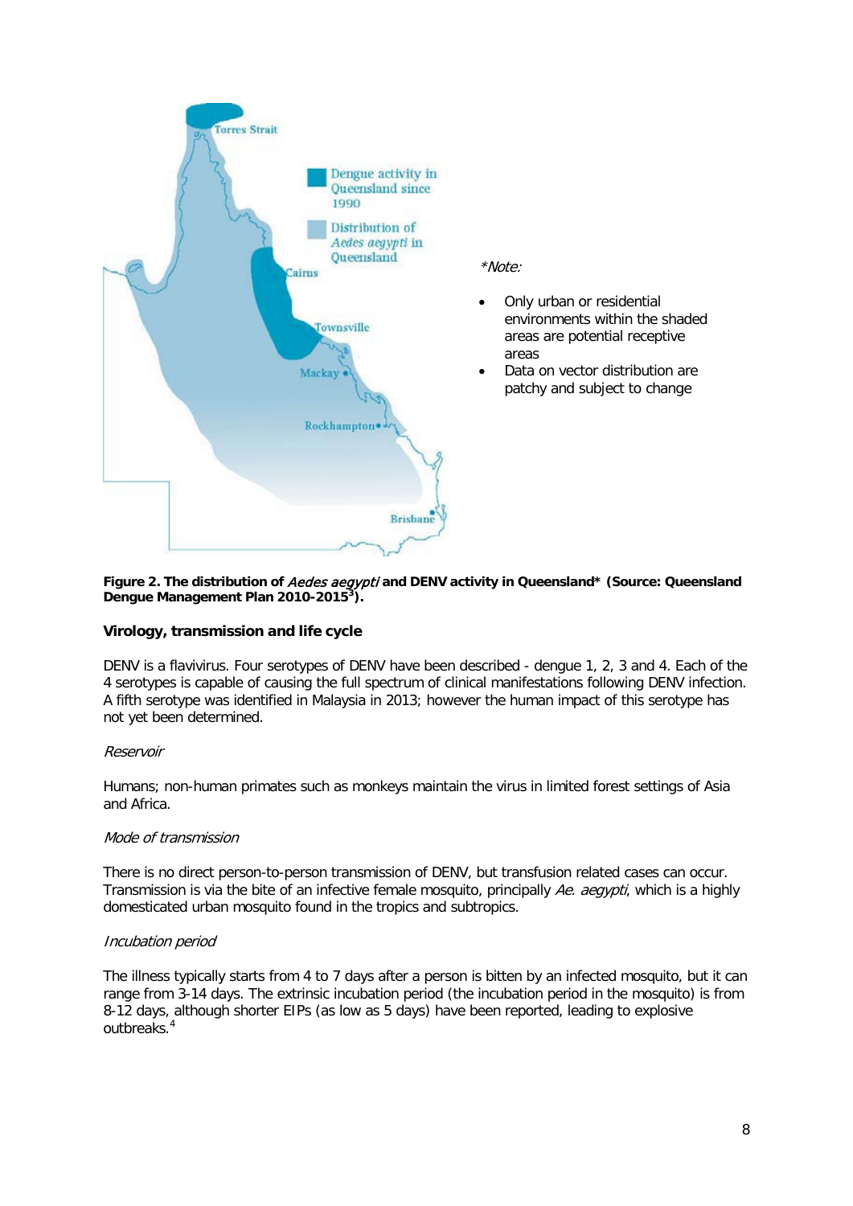*Note:

- Only urban or residential environments within the shaded areas are potential receptive areas
- Data on vector distribution are patchy and subject to change

**Figure 2. The distribution of *Aedes aegypti* and DENV activity in Queensland\* (Source: Queensland Dengue Management Plan 2010-2015[3]).**

### Virology, transmission and life cycle

DENV is a flavivirus. Four serotypes of DENV have been described - dengue 1, 2, 3 and 4. Each of the 4 serotypes is capable of causing the full spectrum of clinical manifestations following DENV infection. A fifth serotype was identified in Malaysia in 2013; however the human impact of this serotype has not yet been determined.

*Reservoir*

Humans; non-human primates such as monkeys maintain the virus in limited forest settings of Asia and Africa.

*Mode of transmission*

There is no direct person-to-person transmission of DENV, but transfusion related cases can occur. Transmission is via the bite of an infective female mosquito, principally *Ae. aegypti*, which is a highly domesticated urban mosquito found in the tropics and subtropics.

*Incubation period*

The illness typically starts from 4 to 7 days after a person is bitten by an infected mosquito, but it can range from 3-14 days. The extrinsic incubation period (the incubation period in the mosquito) is from 8-12 days, although shorter EIPs (as low as 5 days) have been reported, leading to explosive outbreaks.[4]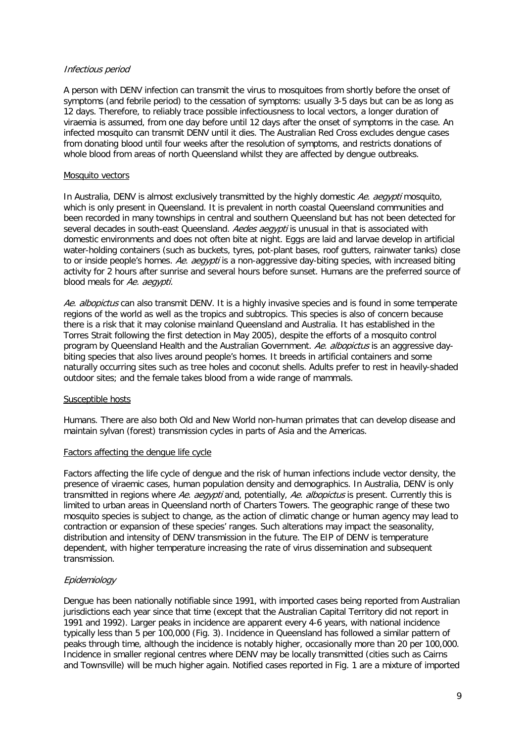*Infectious period*

A person with DENV infection can transmit the virus to mosquitoes from shortly before the onset of symptoms (and febrile period) to the cessation of symptoms: usually 3-5 days but can be as long as 12 days. Therefore, to reliably trace possible infectiousness to local vectors, a longer duration of viraemia is assumed, from one day before until 12 days after the onset of symptoms in the case. An infected mosquito can transmit DENV until it dies. The Australian Red Cross excludes dengue cases from donating blood until four weeks after the resolution of symptoms, and restricts donations of whole blood from areas of north Queensland whilst they are affected by dengue outbreaks.

Mosquito vectors

In Australia, DENV is almost exclusively transmitted by the highly domestic *Ae. aegypti* mosquito, which is only present in Queensland. It is prevalent in north coastal Queensland communities and been recorded in many townships in central and southern Queensland but has not been detected for several decades in south-east Queensland. *Aedes aegypti* is unusual in that is associated with domestic environments and does not often bite at night. Eggs are laid and larvae develop in artificial water-holding containers (such as buckets, tyres, pot-plant bases, roof gutters, rainwater tanks) close to or inside people's homes. *Ae. aegypti* is a non-aggressive day-biting species, with increased biting activity for 2 hours after sunrise and several hours before sunset. Humans are the preferred source of blood meals for *Ae. aegypti.*

*Ae. albopictus* can also transmit DENV. It is a highly invasive species and is found in some temperate regions of the world as well as the tropics and subtropics. This species is also of concern because there is a risk that it may colonise mainland Queensland and Australia. It has established in the Torres Strait following the first detection in May 2005), despite the efforts of a mosquito control program by Queensland Health and the Australian Government. *Ae. albopictus* is an aggressive day-biting species that also lives around people's homes. It breeds in artificial containers and some naturally occurring sites such as tree holes and coconut shells. Adults prefer to rest in heavily-shaded outdoor sites; and the female takes blood from a wide range of mammals.

Susceptible hosts

Humans. There are also both Old and New World non-human primates that can develop disease and maintain sylvan (forest) transmission cycles in parts of Asia and the Americas.

Factors affecting the dengue life cycle

Factors affecting the life cycle of dengue and the risk of human infections include vector density, the presence of viraemic cases, human population density and demographics. In Australia, DENV is only transmitted in regions where *Ae. aegypti* and, potentially, *Ae. albopictus* is present. Currently this is limited to urban areas in Queensland north of Charters Towers. The geographic range of these two mosquito species is subject to change, as the action of climatic change or human agency may lead to contraction or expansion of these species' ranges. Such alterations may impact the seasonality, distribution and intensity of DENV transmission in the future. The EIP of DENV is temperature dependent, with higher temperature increasing the rate of virus dissemination and subsequent transmission.

*Epidemiology*

Dengue has been nationally notifiable since 1991, with imported cases being reported from Australian jurisdictions each year since that time (except that the Australian Capital Territory did not report in 1991 and 1992). Larger peaks in incidence are apparent every 4-6 years, with national incidence typically less than 5 per 100,000 (Fig. 3). Incidence in Queensland has followed a similar pattern of peaks through time, although the incidence is notably higher, occasionally more than 20 per 100,000. Incidence in smaller regional centres where DENV may be locally transmitted (cities such as Cairns and Townsville) will be much higher again. Notified cases reported in Fig. 1 are a mixture of imported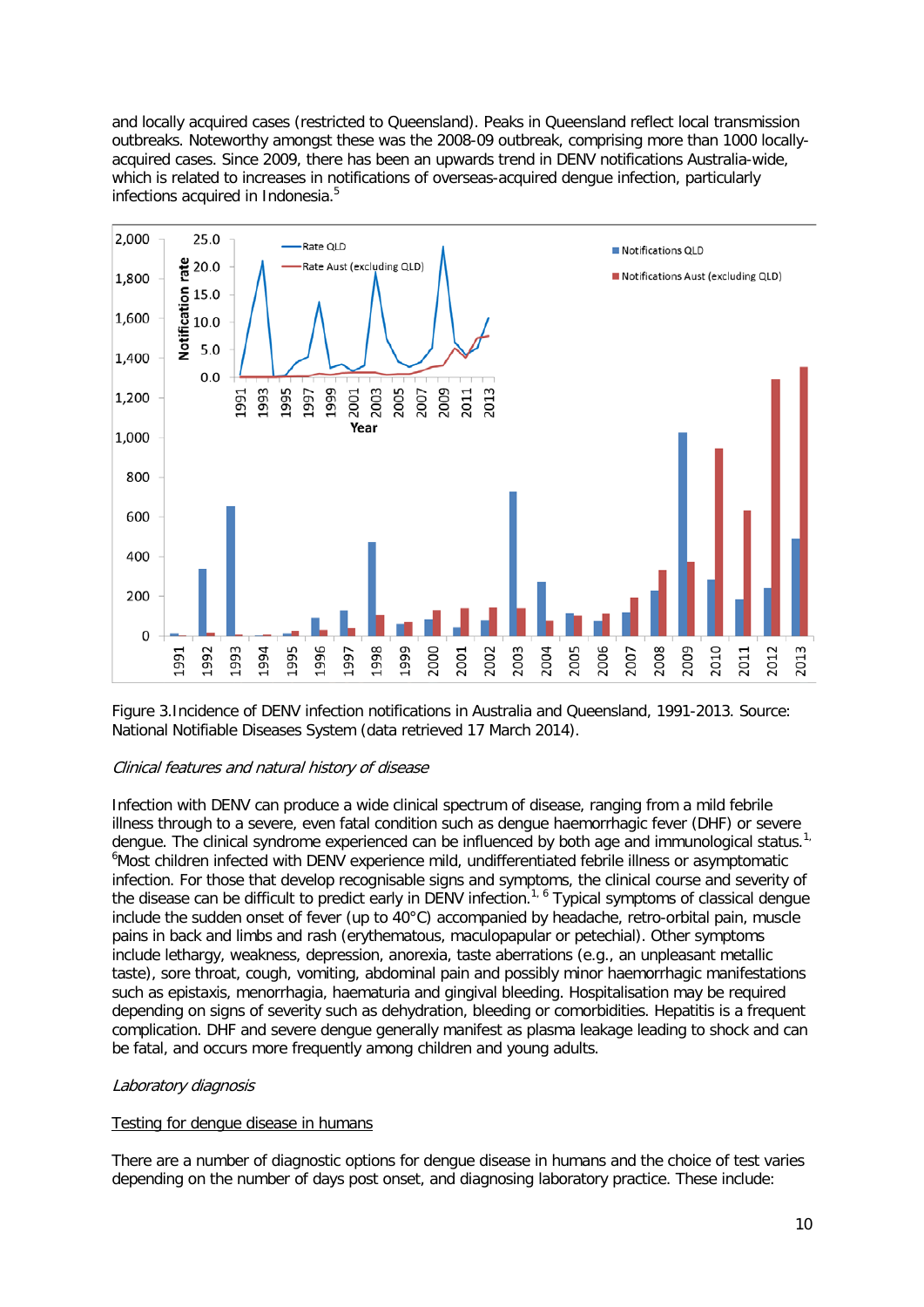and locally acquired cases (restricted to Queensland). Peaks in Queensland reflect local transmission outbreaks. Noteworthy amongst these was the 2008-09 outbreak, comprising more than 1000 locally-acquired cases. Since 2009, there has been an upwards trend in DENV notifications Australia-wide, which is related to increases in notifications of overseas-acquired dengue infection, particularly infections acquired in Indonesia.[5]

Figure 3.Incidence of DENV infection notifications in Australia and Queensland, 1991-2013. Source: National Notifiable Diseases System (data retrieved 17 March 2014).

*Clinical features and natural history of disease*

Infection with DENV can produce a wide clinical spectrum of disease, ranging from a mild febrile illness through to a severe, even fatal condition such as dengue haemorrhagic fever (DHF) or severe dengue. The clinical syndrome experienced can be influenced by both age and immunological status.[1, 6] Most children infected with DENV experience mild, undifferentiated febrile illness or asymptomatic infection. For those that develop recognisable signs and symptoms, the clinical course and severity of the disease can be difficult to predict early in DENV infection.[1, 6] Typical symptoms of classical dengue include the sudden onset of fever (up to 40°C) accompanied by headache, retro-orbital pain, muscle pains in back and limbs and rash (erythematous, maculopapular or petechial). Other symptoms include lethargy, weakness, depression, anorexia, taste aberrations (e.g., an unpleasant metallic taste), sore throat, cough, vomiting, abdominal pain and possibly minor haemorrhagic manifestations such as epistaxis, menorrhagia, haematuria and gingival bleeding. Hospitalisation may be required depending on signs of severity such as dehydration, bleeding or comorbidities. Hepatitis is a frequent complication. DHF and severe dengue generally manifest as plasma leakage leading to shock and can be fatal, and occurs more frequently among children and young adults.

*Laboratory diagnosis*

<u>Testing for dengue disease in humans</u>

There are a number of diagnostic options for dengue disease in humans and the choice of test varies depending on the number of days post onset, and diagnosing laboratory practice. These include: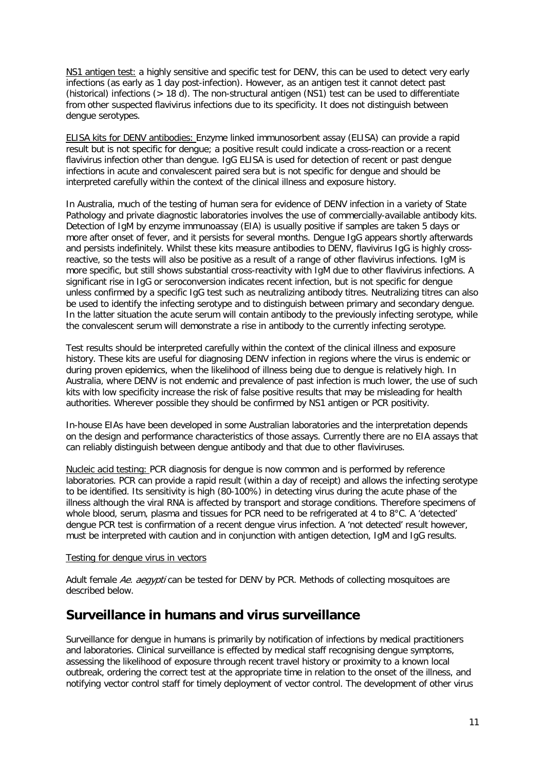<u>NS1 antigen test:</u> a highly sensitive and specific test for DENV, this can be used to detect very early infections (as early as 1 day post-infection). However, as an antigen test it cannot detect past (historical) infections (> 18 d). The non-structural antigen (NS1) test can be used to differentiate from other suspected flavivirus infections due to its specificity. It does not distinguish between dengue serotypes.

<u>ELISA kits for DENV antibodies:</u> Enzyme linked immunosorbent assay (ELISA) can provide a rapid result but is not specific for dengue; a positive result could indicate a cross-reaction or a recent flavivirus infection other than dengue. IgG ELISA is used for detection of recent or past dengue infections in acute and convalescent paired sera but is not specific for dengue and should be interpreted carefully within the context of the clinical illness and exposure history.

In Australia, much of the testing of human sera for evidence of DENV infection in a variety of State Pathology and private diagnostic laboratories involves the use of commercially-available antibody kits. Detection of IgM by enzyme immunoassay (EIA) is usually positive if samples are taken 5 days or more after onset of fever, and it persists for several months. Dengue IgG appears shortly afterwards and persists indefinitely. Whilst these kits measure antibodies to DENV, flavivirus IgG is highly cross-reactive, so the tests will also be positive as a result of a range of other flavivirus infections. IgM is more specific, but still shows substantial cross-reactivity with IgM due to other flavivirus infections. A significant rise in IgG or seroconversion indicates recent infection, but is not specific for dengue unless confirmed by a specific IgG test such as neutralizing antibody titres. Neutralizing titres can also be used to identify the infecting serotype and to distinguish between primary and secondary dengue. In the latter situation the acute serum will contain antibody to the previously infecting serotype, while the convalescent serum will demonstrate a rise in antibody to the currently infecting serotype.

Test results should be interpreted carefully within the context of the clinical illness and exposure history. These kits are useful for diagnosing DENV infection in regions where the virus is endemic or during proven epidemics, when the likelihood of illness being due to dengue is relatively high. In Australia, where DENV is not endemic and prevalence of past infection is much lower, the use of such kits with low specificity increase the risk of false positive results that may be misleading for health authorities. Wherever possible they should be confirmed by NS1 antigen or PCR positivity.

In-house EIAs have been developed in some Australian laboratories and the interpretation depends on the design and performance characteristics of those assays. Currently there are no EIA assays that can reliably distinguish between dengue antibody and that due to other flaviviruses.

<u>Nucleic acid testing:</u> PCR diagnosis for dengue is now common and is performed by reference laboratories. PCR can provide a rapid result (within a day of receipt) and allows the infecting serotype to be identified. Its sensitivity is high (80-100%) in detecting virus during the acute phase of the illness although the viral RNA is affected by transport and storage conditions. Therefore specimens of whole blood, serum, plasma and tissues for PCR need to be refrigerated at 4 to 8°C. A 'detected' dengue PCR test is confirmation of a recent dengue virus infection. A 'not detected' result however, must be interpreted with caution and in conjunction with antigen detection, IgM and IgG results.

<u>Testing for dengue virus in vectors</u>

Adult female *Ae. aegypti* can be tested for DENV by PCR. Methods of collecting mosquitoes are described below.

## Surveillance in humans and virus surveillance

Surveillance for dengue in humans is primarily by notification of infections by medical practitioners and laboratories. Clinical surveillance is effected by medical staff recognising dengue symptoms, assessing the likelihood of exposure through recent travel history or proximity to a known local outbreak, ordering the correct test at the appropriate time in relation to the onset of the illness, and notifying vector control staff for timely deployment of vector control. The development of other virus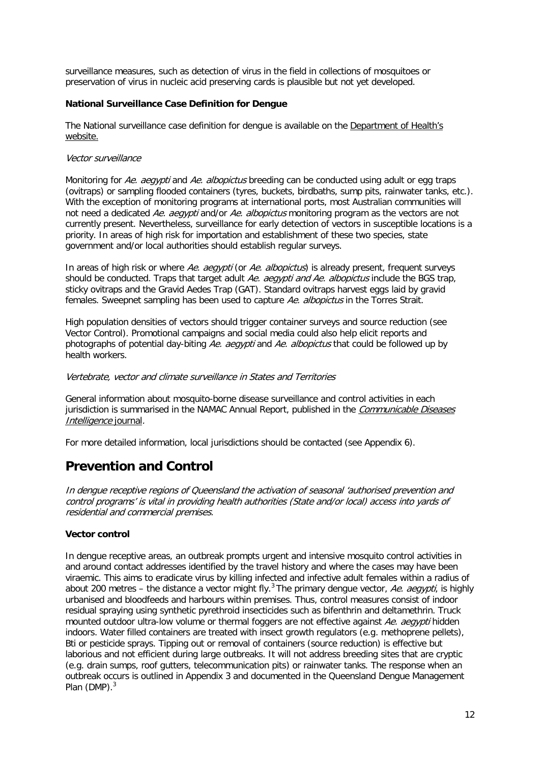surveillance measures, such as detection of virus in the field in collections of mosquitoes or preservation of virus in nucleic acid preserving cards is plausible but not yet developed.

**National Surveillance Case Definition for Dengue**

The National surveillance case definition for dengue is available on the Department of Health's website.

*Vector surveillance*

Monitoring for *Ae. aegypti* and *Ae. albopictus* breeding can be conducted using adult or egg traps (ovitraps) or sampling flooded containers (tyres, buckets, birdbaths, sump pits, rainwater tanks, etc.). With the exception of monitoring programs at international ports, most Australian communities will not need a dedicated *Ae. aegypti* and/or *Ae. albopictus* monitoring program as the vectors are not currently present. Nevertheless, surveillance for early detection of vectors in susceptible locations is a priority. In areas of high risk for importation and establishment of these two species, state government and/or local authorities should establish regular surveys.

In areas of high risk or where *Ae. aegypti* (or *Ae. albopictus*) is already present, frequent surveys should be conducted. Traps that target adult *Ae. aegypti and Ae. albopictus* include the BGS trap, sticky ovitraps and the Gravid Aedes Trap (GAT). Standard ovitraps harvest eggs laid by gravid females. Sweepnet sampling has been used to capture *Ae. albopictus* in the Torres Strait.

High population densities of vectors should trigger container surveys and source reduction (see Vector Control). Promotional campaigns and social media could also help elicit reports and photographs of potential day-biting *Ae. aegypti* and *Ae. albopictus* that could be followed up by health workers.

*Vertebrate, vector and climate surveillance in States and Territories*

General information about mosquito-borne disease surveillance and control activities in each jurisdiction is summarised in the NAMAC Annual Report, published in the *Communicable Diseases Intelligence* journal.

For more detailed information, local jurisdictions should be contacted (see Appendix 6).

# Prevention and Control

*In dengue receptive regions of Queensland the activation of seasonal 'authorised prevention and control programs' is vital in providing health authorities (State and/or local) access into yards of residential and commercial premises.*

**Vector control**

In dengue receptive areas, an outbreak prompts urgent and intensive mosquito control activities in and around contact addresses identified by the travel history and where the cases may have been viraemic. This aims to eradicate virus by killing infected and infective adult females within a radius of about 200 metres – the distance a vector might fly.[3] The primary dengue vector, *Ae. aegypti*, is highly urbanised and bloodfeeds and harbours within premises. Thus, control measures consist of indoor residual spraying using synthetic pyrethroid insecticides such as bifenthrin and deltamethrin. Truck mounted outdoor ultra-low volume or thermal foggers are not effective against *Ae. aegypti* hidden indoors. Water filled containers are treated with insect growth regulators (e.g. methoprene pellets), Bti or pesticide sprays. Tipping out or removal of containers (source reduction) is effective but laborious and not efficient during large outbreaks. It will not address breeding sites that are cryptic (e.g. drain sumps, roof gutters, telecommunication pits) or rainwater tanks. The response when an outbreak occurs is outlined in Appendix 3 and documented in the Queensland Dengue Management Plan (DMP).[3]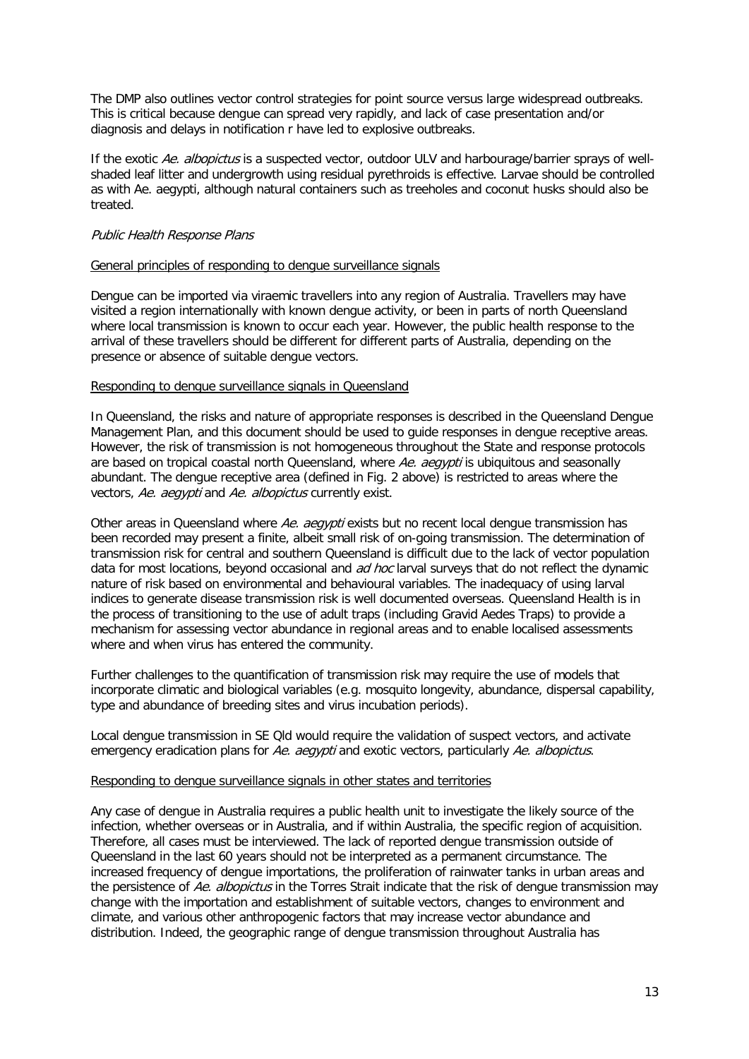The DMP also outlines vector control strategies for point source versus large widespread outbreaks. This is critical because dengue can spread very rapidly, and lack of case presentation and/or diagnosis and delays in notification r have led to explosive outbreaks.

If the exotic *Ae. albopictus* is a suspected vector, outdoor ULV and harbourage/barrier sprays of well-shaded leaf litter and undergrowth using residual pyrethroids is effective. Larvae should be controlled as with Ae. aegypti, although natural containers such as treeholes and coconut husks should also be treated.

*Public Health Response Plans*

General principles of responding to dengue surveillance signals

Dengue can be imported via viraemic travellers into any region of Australia. Travellers may have visited a region internationally with known dengue activity, or been in parts of north Queensland where local transmission is known to occur each year. However, the public health response to the arrival of these travellers should be different for different parts of Australia, depending on the presence or absence of suitable dengue vectors.

Responding to dengue surveillance signals in Queensland

In Queensland, the risks and nature of appropriate responses is described in the Queensland Dengue Management Plan, and this document should be used to guide responses in dengue receptive areas. However, the risk of transmission is not homogeneous throughout the State and response protocols are based on tropical coastal north Queensland, where *Ae. aegypti* is ubiquitous and seasonally abundant. The dengue receptive area (defined in Fig. 2 above) is restricted to areas where the vectors, *Ae. aegypti* and *Ae. albopictus* currently exist.

Other areas in Queensland where *Ae. aegypti* exists but no recent local dengue transmission has been recorded may present a finite, albeit small risk of on-going transmission. The determination of transmission risk for central and southern Queensland is difficult due to the lack of vector population data for most locations, beyond occasional and *ad hoc* larval surveys that do not reflect the dynamic nature of risk based on environmental and behavioural variables. The inadequacy of using larval indices to generate disease transmission risk is well documented overseas. Queensland Health is in the process of transitioning to the use of adult traps (including Gravid Aedes Traps) to provide a mechanism for assessing vector abundance in regional areas and to enable localised assessments where and when virus has entered the community.

Further challenges to the quantification of transmission risk may require the use of models that incorporate climatic and biological variables (e.g. mosquito longevity, abundance, dispersal capability, type and abundance of breeding sites and virus incubation periods).

Local dengue transmission in SE Qld would require the validation of suspect vectors, and activate emergency eradication plans for *Ae. aegypti* and exotic vectors, particularly *Ae. albopictus*.

Responding to dengue surveillance signals in other states and territories

Any case of dengue in Australia requires a public health unit to investigate the likely source of the infection, whether overseas or in Australia, and if within Australia, the specific region of acquisition. Therefore, all cases must be interviewed. The lack of reported dengue transmission outside of Queensland in the last 60 years should not be interpreted as a permanent circumstance. The increased frequency of dengue importations, the proliferation of rainwater tanks in urban areas and the persistence of *Ae. albopictus* in the Torres Strait indicate that the risk of dengue transmission may change with the importation and establishment of suitable vectors, changes to environment and climate, and various other anthropogenic factors that may increase vector abundance and distribution. Indeed, the geographic range of dengue transmission throughout Australia has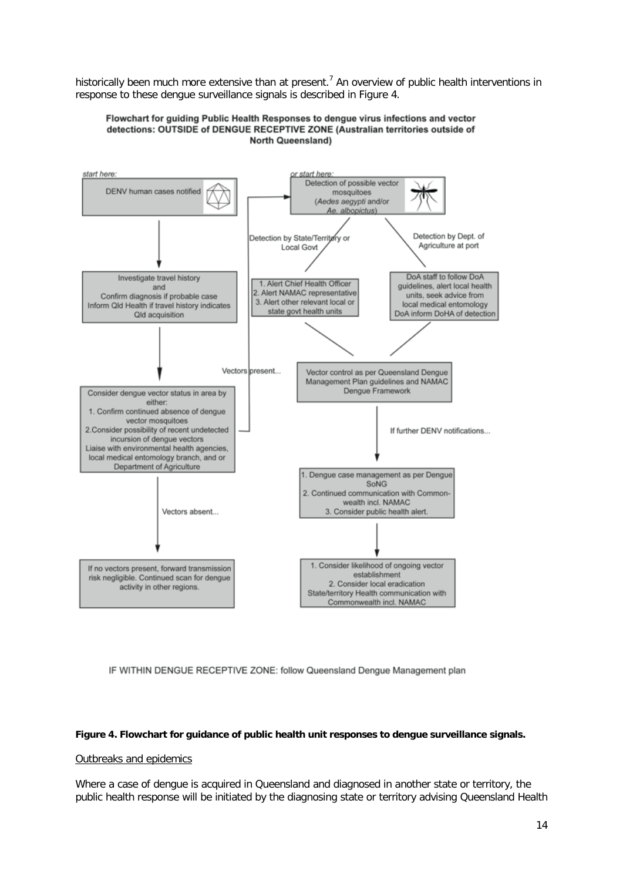historically been much more extensive than at present.[7] An overview of public health interventions in response to these dengue surveillance signals is described in Figure 4.

**Flowchart for guiding Public Health Responses to dengue virus infections and vector detections: OUTSIDE of DENGUE RECEPTIVE ZONE (Australian territories outside of North Queensland)**

*start here:*

DENV human cases notified

↓

Investigate travel history and Confirm diagnosis if probable case Inform Qld Health if travel history indicates Qld acquisition

↓

Consider dengue vector status in area by either:
1. Confirm continued absence of dengue vector mosquitoes
2. Consider possibility of recent undetected incursion of dengue vectors

Liaise with environmental health agencies, local medical entomology branch, and or Department of Agriculture

Vectors present... → Detection of possible vector mosquitoes

Vectors absent... ↓

If no vectors present, forward transmission risk negligible. Continued scan for dengue activity in other regions.

*or start here:*

Detection of possible vector mosquitoes (*Aedes aegypti* and/or *Ae. albopictus*)

Detection by State/Territory or Local Govt:
1. Alert Chief Health Officer
2. Alert NAMAC representative
3. Alert other relevant local or state govt health units

Detection by Dept. of Agriculture at port:
DoA staff to follow DoA guidelines, alert local health units, seek advice from local medical entomology DoA inform DoHA of detection

↓

Vector control as per Queensland Dengue Management Plan guidelines and NAMAC Dengue Framework

If further DENV notifications... ↓

1. Dengue case management as per Dengue SoNG
2. Continued communication with Commonwealth incl. NAMAC
3. Consider public health alert.

↓

1. Consider likelihood of ongoing vector establishment
2. Consider local eradication

State/territory Health communication with Commonwealth incl. NAMAC

IF WITHIN DENGUE RECEPTIVE ZONE: follow Queensland Dengue Management plan

**Figure 4. Flowchart for guidance of public health unit responses to dengue surveillance signals.**

<u>Outbreaks and epidemics</u>

Where a case of dengue is acquired in Queensland and diagnosed in another state or territory, the public health response will be initiated by the diagnosing state or territory advising Queensland Health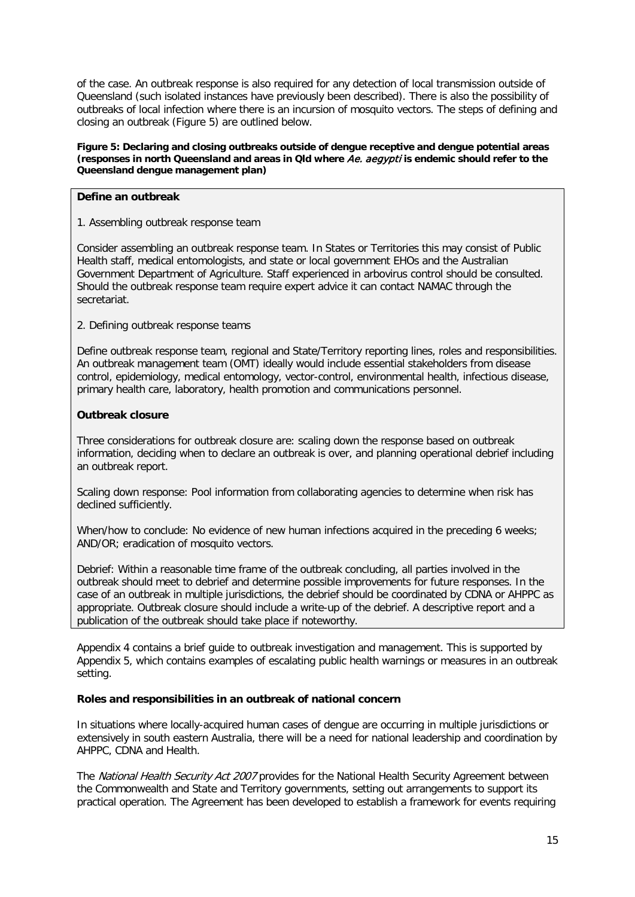of the case. An outbreak response is also required for any detection of local transmission outside of Queensland (such isolated instances have previously been described). There is also the possibility of outbreaks of local infection where there is an incursion of mosquito vectors. The steps of defining and closing an outbreak (Figure 5) are outlined below.

**Figure 5: Declaring and closing outbreaks outside of dengue receptive and dengue potential areas (responses in north Queensland and areas in Qld where *Ae. aegypti* is endemic should refer to the Queensland dengue management plan)**

**Define an outbreak**

1. Assembling outbreak response team

Consider assembling an outbreak response team. In States or Territories this may consist of Public Health staff, medical entomologists, and state or local government EHOs and the Australian Government Department of Agriculture. Staff experienced in arbovirus control should be consulted. Should the outbreak response team require expert advice it can contact NAMAC through the secretariat.

2. Defining outbreak response teams

Define outbreak response team, regional and State/Territory reporting lines, roles and responsibilities. An outbreak management team (OMT) ideally would include essential stakeholders from disease control, epidemiology, medical entomology, vector-control, environmental health, infectious disease, primary health care, laboratory, health promotion and communications personnel.

**Outbreak closure**

Three considerations for outbreak closure are: scaling down the response based on outbreak information, deciding when to declare an outbreak is over, and planning operational debrief including an outbreak report.

Scaling down response: Pool information from collaborating agencies to determine when risk has declined sufficiently.

When/how to conclude: No evidence of new human infections acquired in the preceding 6 weeks; AND/OR; eradication of mosquito vectors.

Debrief: Within a reasonable time frame of the outbreak concluding, all parties involved in the outbreak should meet to debrief and determine possible improvements for future responses. In the case of an outbreak in multiple jurisdictions, the debrief should be coordinated by CDNA or AHPPC as appropriate. Outbreak closure should include a write-up of the debrief. A descriptive report and a publication of the outbreak should take place if noteworthy.

Appendix 4 contains a brief guide to outbreak investigation and management. This is supported by Appendix 5, which contains examples of escalating public health warnings or measures in an outbreak setting.

**Roles and responsibilities in an outbreak of national concern**

In situations where locally-acquired human cases of dengue are occurring in multiple jurisdictions or extensively in south eastern Australia, there will be a need for national leadership and coordination by AHPPC, CDNA and Health.

The *National Health Security Act 2007* provides for the National Health Security Agreement between the Commonwealth and State and Territory governments, setting out arrangements to support its practical operation. The Agreement has been developed to establish a framework for events requiring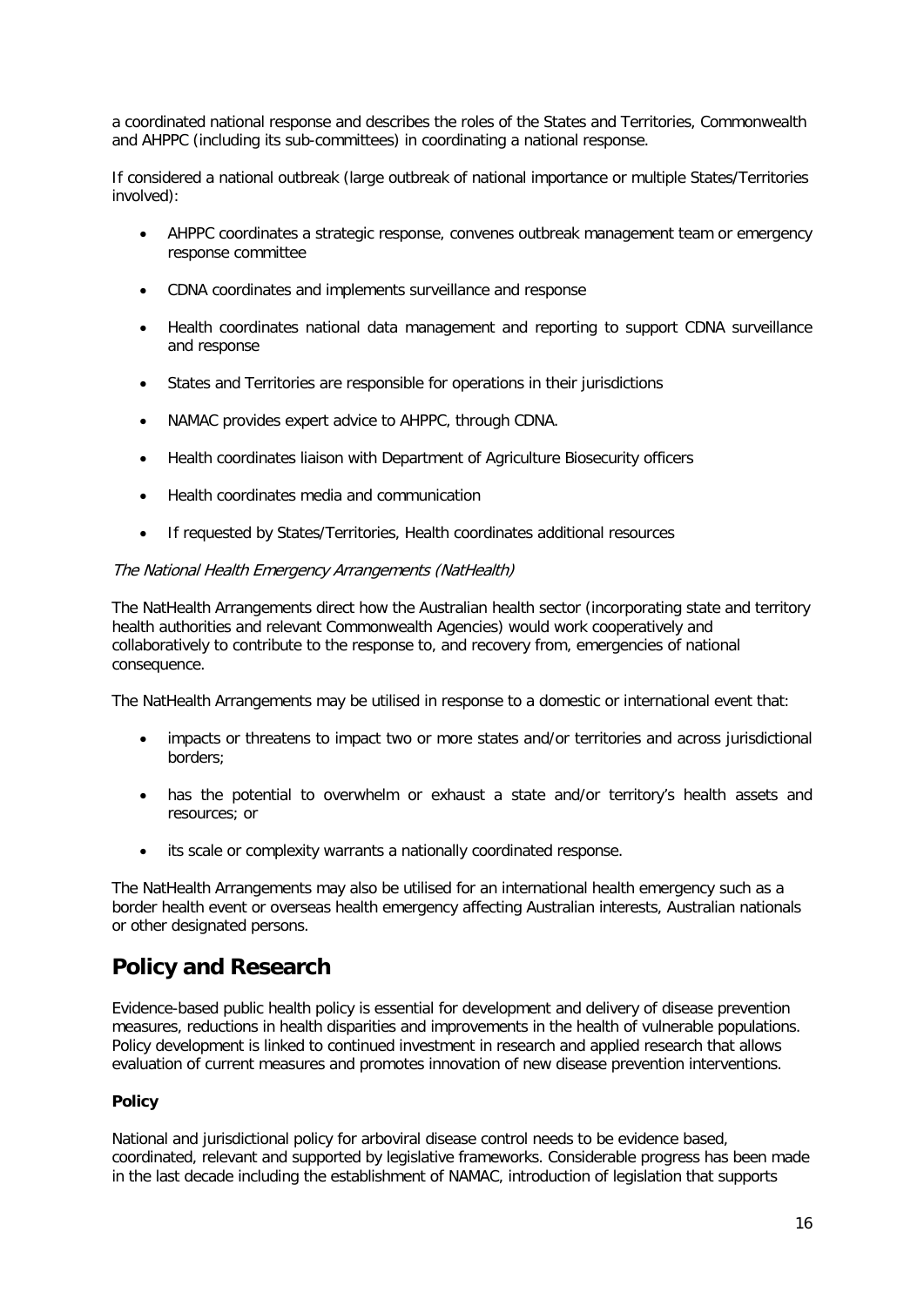a coordinated national response and describes the roles of the States and Territories, Commonwealth and AHPPC (including its sub-committees) in coordinating a national response.

If considered a national outbreak (large outbreak of national importance or multiple States/Territories involved):

- AHPPC coordinates a strategic response, convenes outbreak management team or emergency response committee
- CDNA coordinates and implements surveillance and response
- Health coordinates national data management and reporting to support CDNA surveillance and response
- States and Territories are responsible for operations in their jurisdictions
- NAMAC provides expert advice to AHPPC, through CDNA.
- Health coordinates liaison with Department of Agriculture Biosecurity officers
- Health coordinates media and communication
- If requested by States/Territories, Health coordinates additional resources

*The National Health Emergency Arrangements (NatHealth)*

The NatHealth Arrangements direct how the Australian health sector (incorporating state and territory health authorities and relevant Commonwealth Agencies) would work cooperatively and collaboratively to contribute to the response to, and recovery from, emergencies of national consequence.

The NatHealth Arrangements may be utilised in response to a domestic or international event that:

- impacts or threatens to impact two or more states and/or territories and across jurisdictional borders;
- has the potential to overwhelm or exhaust a state and/or territory's health assets and resources; or
- its scale or complexity warrants a nationally coordinated response.

The NatHealth Arrangements may also be utilised for an international health emergency such as a border health event or overseas health emergency affecting Australian interests, Australian nationals or other designated persons.

## Policy and Research

Evidence-based public health policy is essential for development and delivery of disease prevention measures, reductions in health disparities and improvements in the health of vulnerable populations. Policy development is linked to continued investment in research and applied research that allows evaluation of current measures and promotes innovation of new disease prevention interventions.

**Policy**

National and jurisdictional policy for arboviral disease control needs to be evidence based, coordinated, relevant and supported by legislative frameworks. Considerable progress has been made in the last decade including the establishment of NAMAC, introduction of legislation that supports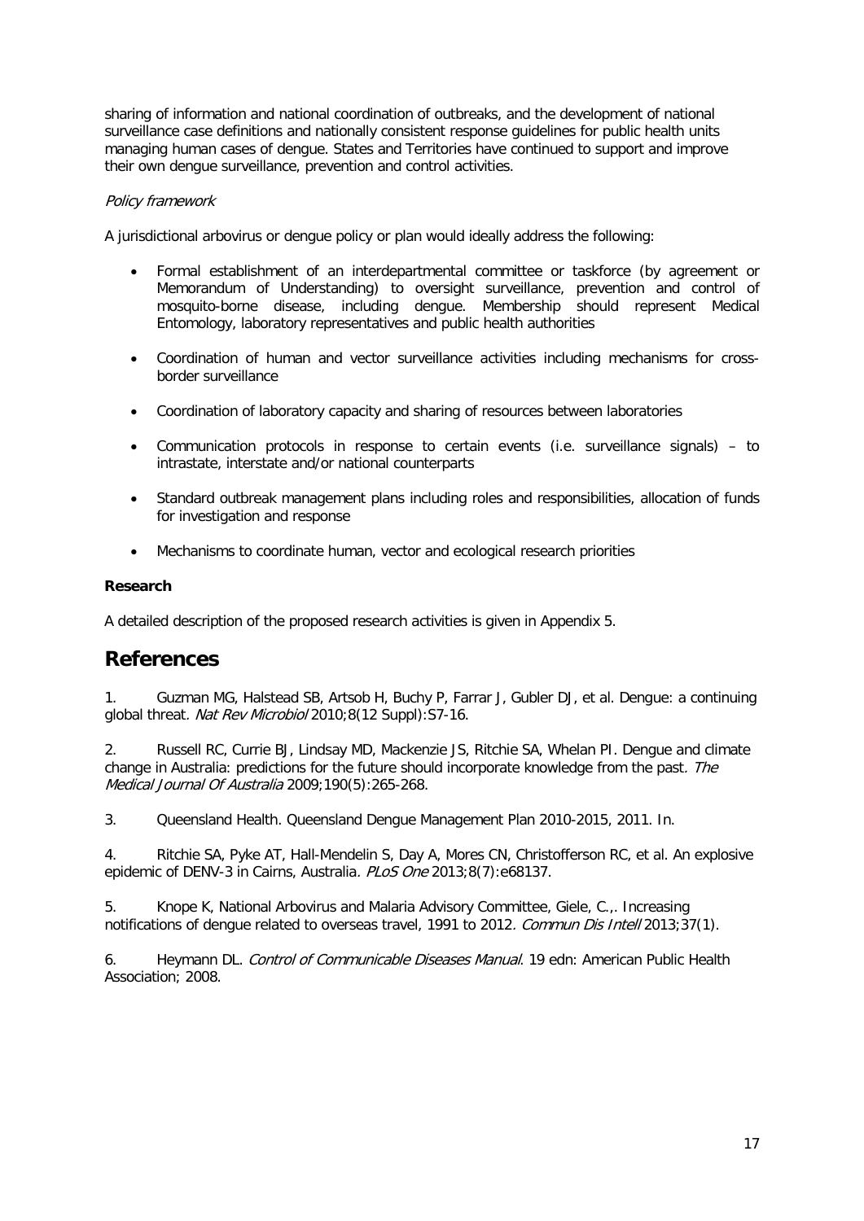sharing of information and national coordination of outbreaks, and the development of national surveillance case definitions and nationally consistent response guidelines for public health units managing human cases of dengue. States and Territories have continued to support and improve their own dengue surveillance, prevention and control activities.

*Policy framework*

A jurisdictional arbovirus or dengue policy or plan would ideally address the following:

- Formal establishment of an interdepartmental committee or taskforce (by agreement or Memorandum of Understanding) to oversight surveillance, prevention and control of mosquito-borne disease, including dengue. Membership should represent Medical Entomology, laboratory representatives and public health authorities
- Coordination of human and vector surveillance activities including mechanisms for cross-border surveillance
- Coordination of laboratory capacity and sharing of resources between laboratories
- Communication protocols in response to certain events (i.e. surveillance signals) – to intrastate, interstate and/or national counterparts
- Standard outbreak management plans including roles and responsibilities, allocation of funds for investigation and response
- Mechanisms to coordinate human, vector and ecological research priorities

**Research**

A detailed description of the proposed research activities is given in Appendix 5.

## References

1. Guzman MG, Halstead SB, Artsob H, Buchy P, Farrar J, Gubler DJ, et al. Dengue: a continuing global threat. *Nat Rev Microbiol* 2010;8(12 Suppl):S7-16.

2. Russell RC, Currie BJ, Lindsay MD, Mackenzie JS, Ritchie SA, Whelan PI. Dengue and climate change in Australia: predictions for the future should incorporate knowledge from the past. *The Medical Journal Of Australia* 2009;190(5):265-268.

3. Queensland Health. Queensland Dengue Management Plan 2010-2015, 2011. In.

4. Ritchie SA, Pyke AT, Hall-Mendelin S, Day A, Mores CN, Christofferson RC, et al. An explosive epidemic of DENV-3 in Cairns, Australia. *PLoS One* 2013;8(7):e68137.

5. Knope K, National Arbovirus and Malaria Advisory Committee, Giele, C.,. Increasing notifications of dengue related to overseas travel, 1991 to 2012. *Commun Dis Intell* 2013;37(1).

6. Heymann DL. *Control of Communicable Diseases Manual*. 19 edn: American Public Health Association; 2008.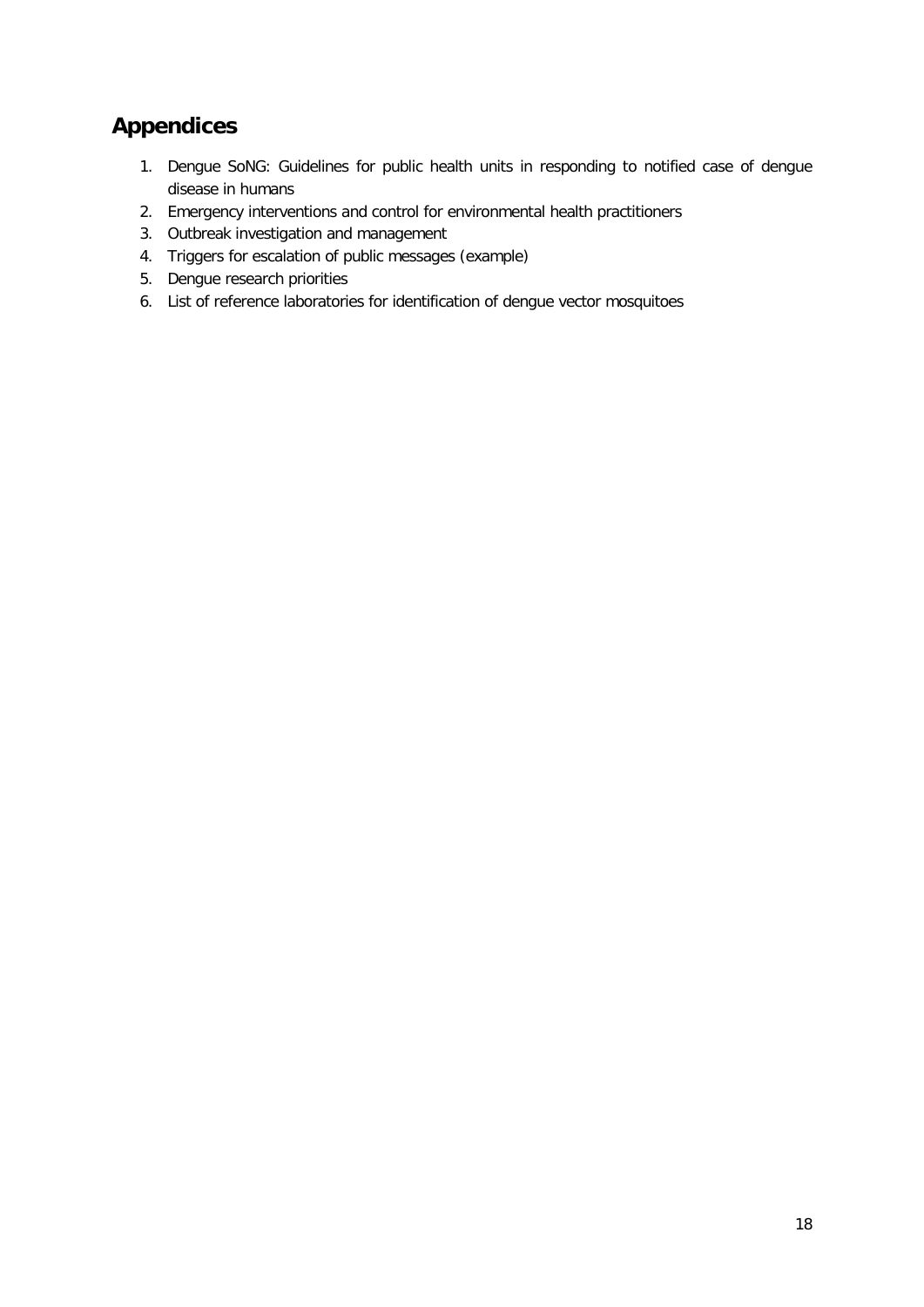## Appendices

1. Dengue SoNG: Guidelines for public health units in responding to notified case of dengue disease in humans
2. Emergency interventions and control for environmental health practitioners
3. Outbreak investigation and management
4. Triggers for escalation of public messages (example)
5. Dengue research priorities
6. List of reference laboratories for identification of dengue vector mosquitoes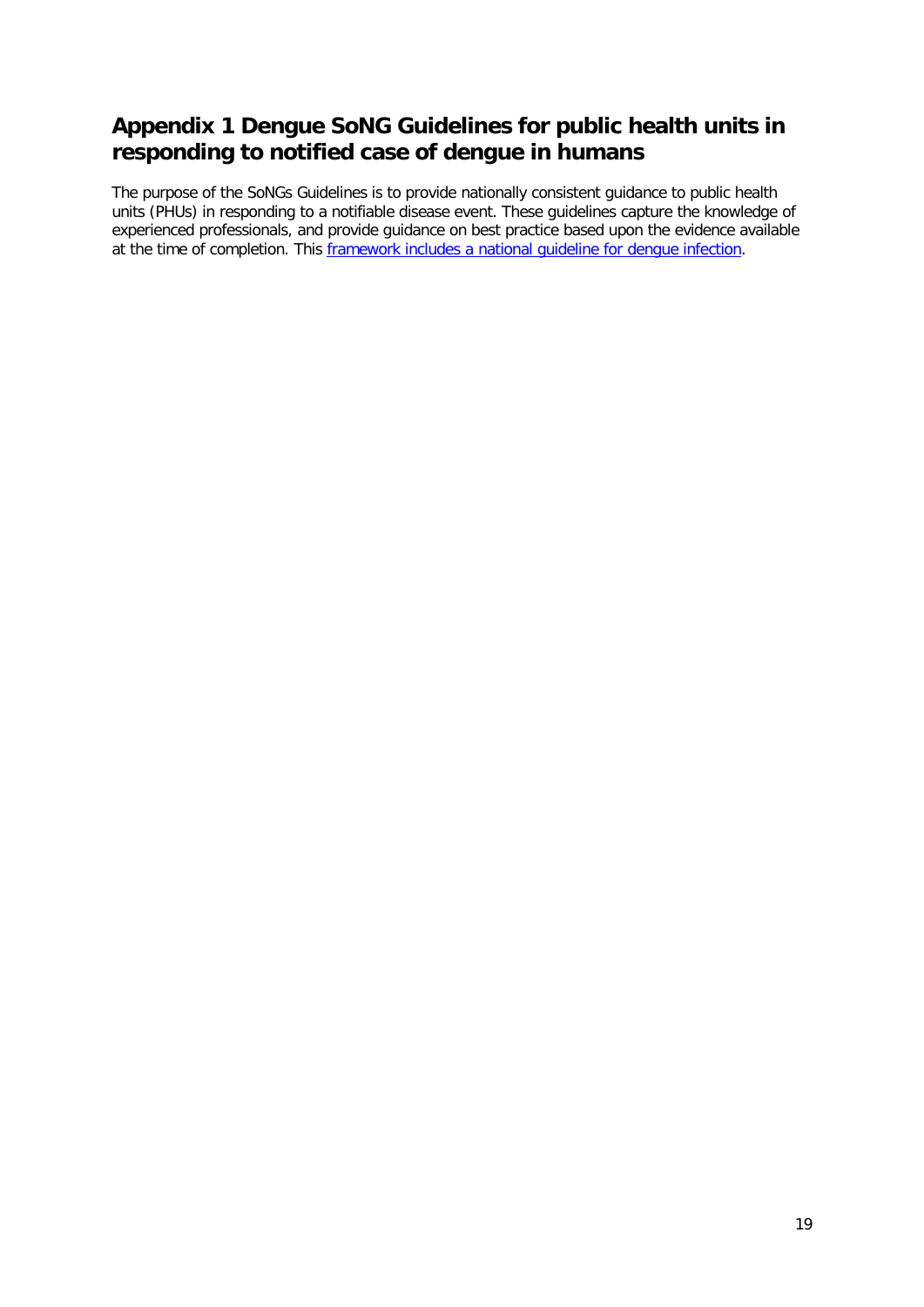## Appendix 1 Dengue SoNG Guidelines for public health units in responding to notified case of dengue in humans

The purpose of the SoNGs Guidelines is to provide nationally consistent guidance to public health units (PHUs) in responding to a notifiable disease event. These guidelines capture the knowledge of experienced professionals, and provide guidance on best practice based upon the evidence available at the time of completion. This framework includes a national guideline for dengue infection.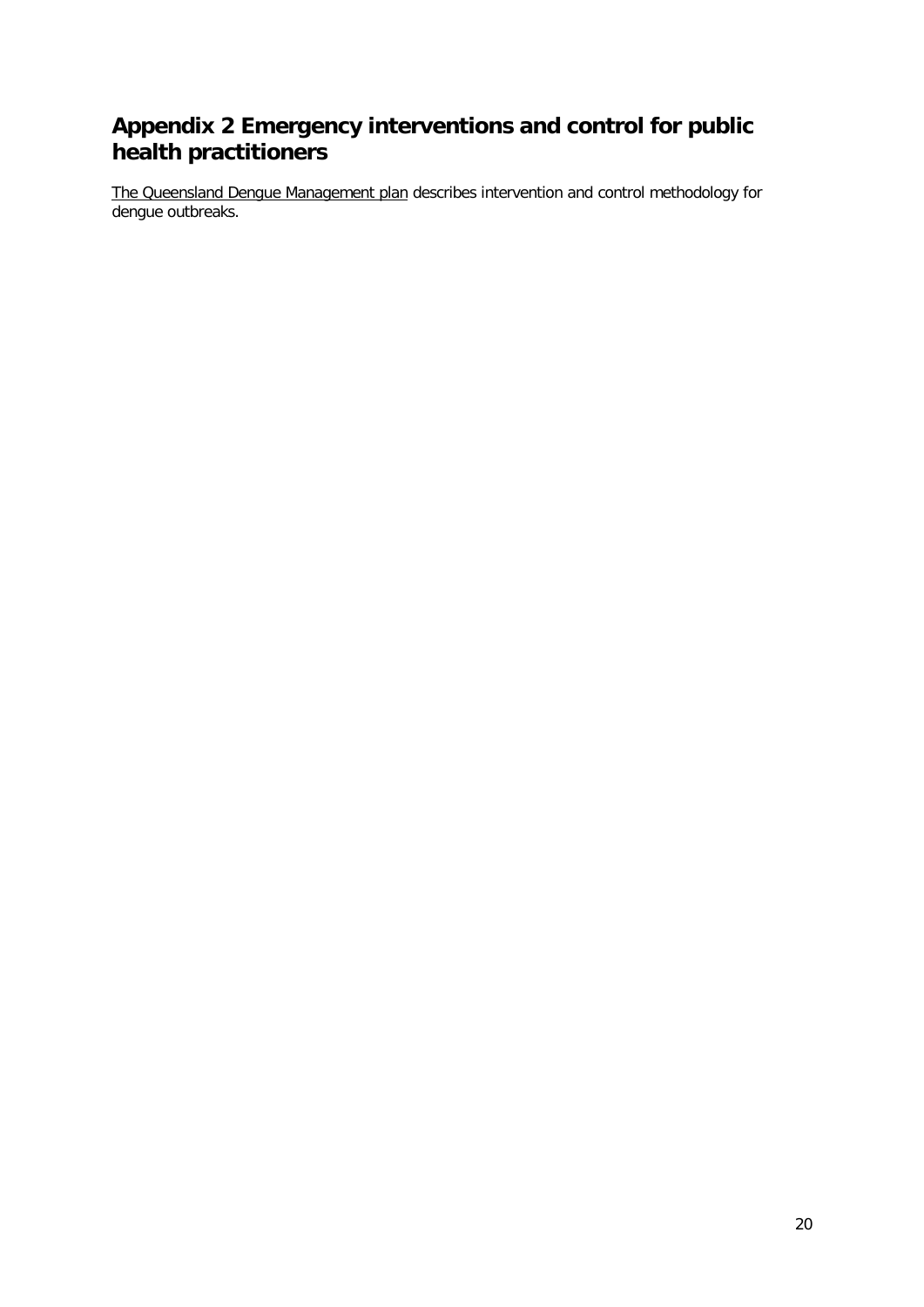# Appendix 2 Emergency interventions and control for public health practitioners

The Queensland Dengue Management plan describes intervention and control methodology for dengue outbreaks.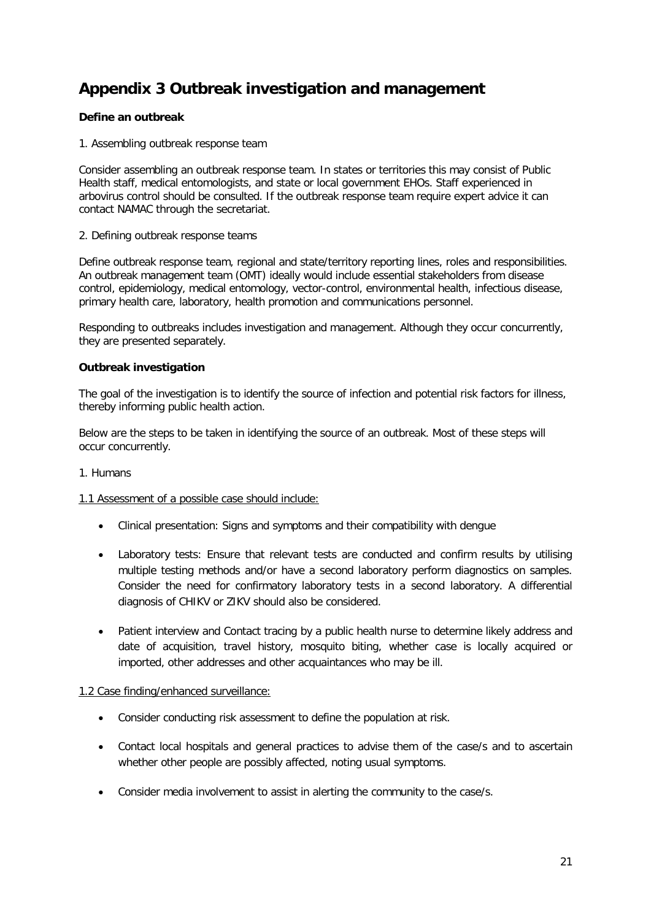## Appendix 3 Outbreak investigation and management

**Define an outbreak**

1. Assembling outbreak response team

Consider assembling an outbreak response team. In states or territories this may consist of Public Health staff, medical entomologists, and state or local government EHOs. Staff experienced in arbovirus control should be consulted. If the outbreak response team require expert advice it can contact NAMAC through the secretariat.

2. Defining outbreak response teams

Define outbreak response team, regional and state/territory reporting lines, roles and responsibilities. An outbreak management team (OMT) ideally would include essential stakeholders from disease control, epidemiology, medical entomology, vector-control, environmental health, infectious disease, primary health care, laboratory, health promotion and communications personnel.

Responding to outbreaks includes investigation and management. Although they occur concurrently, they are presented separately.

**Outbreak investigation**

The goal of the investigation is to identify the source of infection and potential risk factors for illness, thereby informing public health action.

Below are the steps to be taken in identifying the source of an outbreak. Most of these steps will occur concurrently.

1. Humans

<u>1.1 Assessment of a possible case should include:</u>

- Clinical presentation: Signs and symptoms and their compatibility with dengue
- Laboratory tests: Ensure that relevant tests are conducted and confirm results by utilising multiple testing methods and/or have a second laboratory perform diagnostics on samples. Consider the need for confirmatory laboratory tests in a second laboratory. A differential diagnosis of CHIKV or ZIKV should also be considered.
- Patient interview and Contact tracing by a public health nurse to determine likely address and date of acquisition, travel history, mosquito biting, whether case is locally acquired or imported, other addresses and other acquaintances who may be ill.

<u>1.2 Case finding/enhanced surveillance:</u>

- Consider conducting risk assessment to define the population at risk.
- Contact local hospitals and general practices to advise them of the case/s and to ascertain whether other people are possibly affected, noting usual symptoms.
- Consider media involvement to assist in alerting the community to the case/s.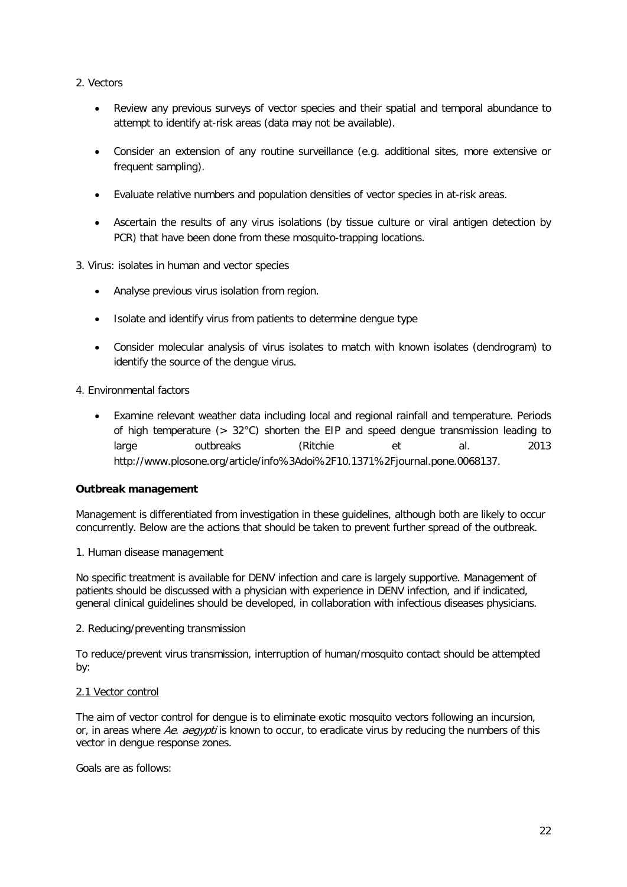2. Vectors

- Review any previous surveys of vector species and their spatial and temporal abundance to attempt to identify at-risk areas (data may not be available).
- Consider an extension of any routine surveillance (e.g. additional sites, more extensive or frequent sampling).
- Evaluate relative numbers and population densities of vector species in at-risk areas.
- Ascertain the results of any virus isolations (by tissue culture or viral antigen detection by PCR) that have been done from these mosquito-trapping locations.

3. Virus: isolates in human and vector species

- Analyse previous virus isolation from region.
- Isolate and identify virus from patients to determine dengue type
- Consider molecular analysis of virus isolates to match with known isolates (dendrogram) to identify the source of the dengue virus.

4. Environmental factors

- Examine relevant weather data including local and regional rainfall and temperature. Periods of high temperature (> 32°C) shorten the EIP and speed dengue transmission leading to large outbreaks (Ritchie et al. 2013 http://www.plosone.org/article/info%3Adoi%2F10.1371%2Fjournal.pone.0068137.

**Outbreak management**

Management is differentiated from investigation in these guidelines, although both are likely to occur concurrently. Below are the actions that should be taken to prevent further spread of the outbreak.

1. Human disease management

No specific treatment is available for DENV infection and care is largely supportive. Management of patients should be discussed with a physician with experience in DENV infection, and if indicated, general clinical guidelines should be developed, in collaboration with infectious diseases physicians.

2. Reducing/preventing transmission

To reduce/prevent virus transmission, interruption of human/mosquito contact should be attempted by:

2.1 Vector control

The aim of vector control for dengue is to eliminate exotic mosquito vectors following an incursion, or, in areas where *Ae. aegypti* is known to occur, to eradicate virus by reducing the numbers of this vector in dengue response zones.

Goals are as follows: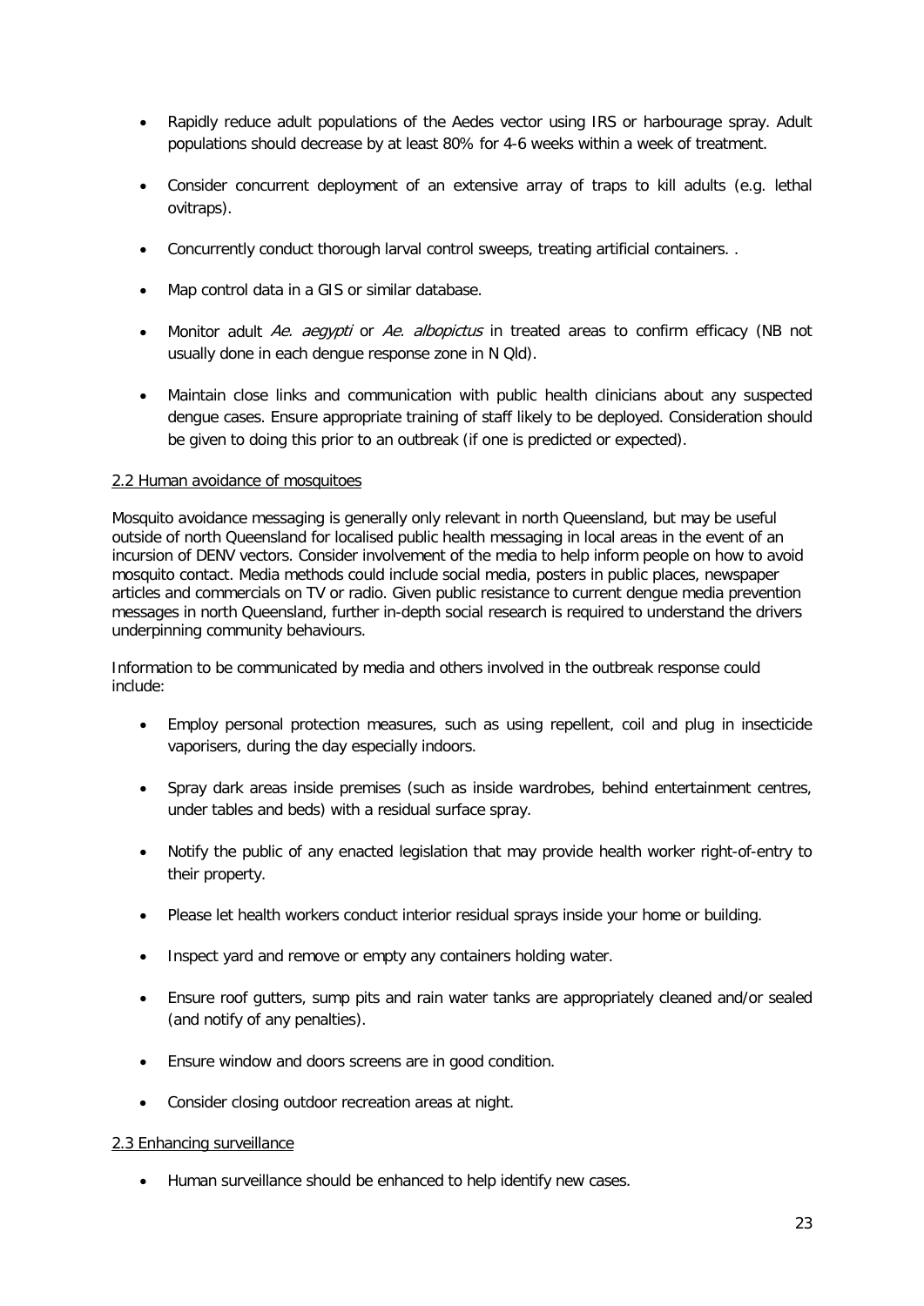- Rapidly reduce adult populations of the Aedes vector using IRS or harbourage spray. Adult populations should decrease by at least 80% for 4-6 weeks within a week of treatment.

- Consider concurrent deployment of an extensive array of traps to kill adults (e.g. lethal ovitraps).

- Concurrently conduct thorough larval control sweeps, treating artificial containers. .

- Map control data in a GIS or similar database.

- Monitor adult *Ae. aegypti* or *Ae. albopictus* in treated areas to confirm efficacy (NB not usually done in each dengue response zone in N Qld).

- Maintain close links and communication with public health clinicians about any suspected dengue cases. Ensure appropriate training of staff likely to be deployed. Consideration should be given to doing this prior to an outbreak (if one is predicted or expected).

## 2.2 Human avoidance of mosquitoes

Mosquito avoidance messaging is generally only relevant in north Queensland, but may be useful outside of north Queensland for localised public health messaging in local areas in the event of an incursion of DENV vectors. Consider involvement of the media to help inform people on how to avoid mosquito contact. Media methods could include social media, posters in public places, newspaper articles and commercials on TV or radio. Given public resistance to current dengue media prevention messages in north Queensland, further in-depth social research is required to understand the drivers underpinning community behaviours.

Information to be communicated by media and others involved in the outbreak response could include:

- Employ personal protection measures, such as using repellent, coil and plug in insecticide vaporisers, during the day especially indoors.

- Spray dark areas inside premises (such as inside wardrobes, behind entertainment centres, under tables and beds) with a residual surface spray.

- Notify the public of any enacted legislation that may provide health worker right-of-entry to their property.

- Please let health workers conduct interior residual sprays inside your home or building.

- Inspect yard and remove or empty any containers holding water.

- Ensure roof gutters, sump pits and rain water tanks are appropriately cleaned and/or sealed (and notify of any penalties).

- Ensure window and doors screens are in good condition.

- Consider closing outdoor recreation areas at night.

## 2.3 Enhancing surveillance

- Human surveillance should be enhanced to help identify new cases.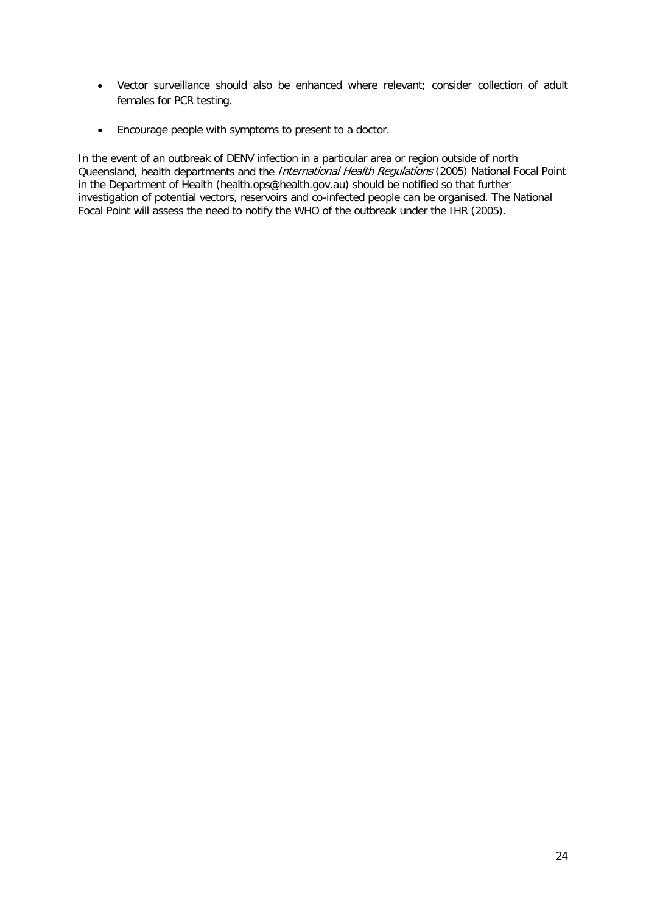- Vector surveillance should also be enhanced where relevant; consider collection of adult females for PCR testing.
- Encourage people with symptoms to present to a doctor.

In the event of an outbreak of DENV infection in a particular area or region outside of north Queensland, health departments and the *International Health Regulations* (2005) National Focal Point in the Department of Health (health.ops@health.gov.au) should be notified so that further investigation of potential vectors, reservoirs and co-infected people can be organised. The National Focal Point will assess the need to notify the WHO of the outbreak under the IHR (2005).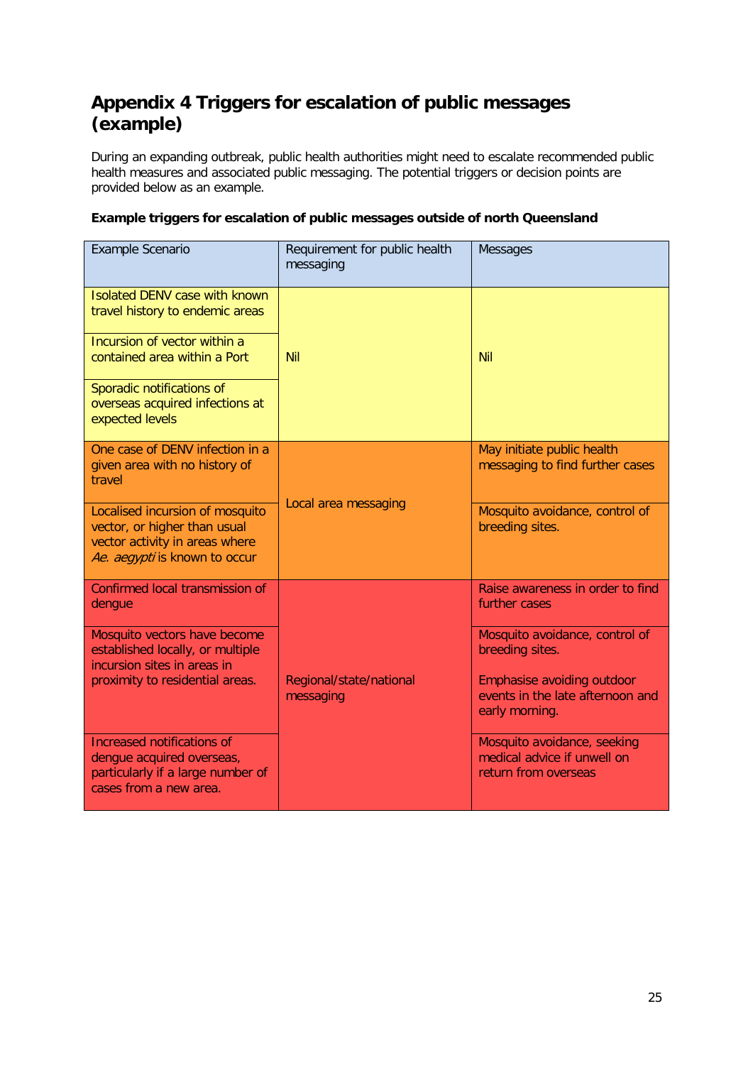# Appendix 4 Triggers for escalation of public messages (example)

During an expanding outbreak, public health authorities might need to escalate recommended public health measures and associated public messaging. The potential triggers or decision points are provided below as an example.

**Example triggers for escalation of public messages outside of north Queensland**

| Example Scenario | Requirement for public health messaging | Messages |
|---|---|---|
| Isolated DENV case with known travel history to endemic areas | Nil | Nil |
| Incursion of vector within a contained area within a Port | Nil | Nil |
| Sporadic notifications of overseas acquired infections at expected levels | Nil | Nil |
| One case of DENV infection in a given area with no history of travel | Local area messaging | May initiate public health messaging to find further cases |
| Localised incursion of mosquito vector, or higher than usual vector activity in areas where *Ae. aegypti* is known to occur | Local area messaging | Mosquito avoidance, control of breeding sites. |
| Confirmed local transmission of dengue | Regional/state/national messaging | Raise awareness in order to find further cases |
| Mosquito vectors have become established locally, or multiple incursion sites in areas in proximity to residential areas. | Regional/state/national messaging | Mosquito avoidance, control of breeding sites. Emphasise avoiding outdoor events in the late afternoon and early morning. |
| Increased notifications of dengue acquired overseas, particularly if a large number of cases from a new area. | Regional/state/national messaging | Mosquito avoidance, seeking medical advice if unwell on return from overseas |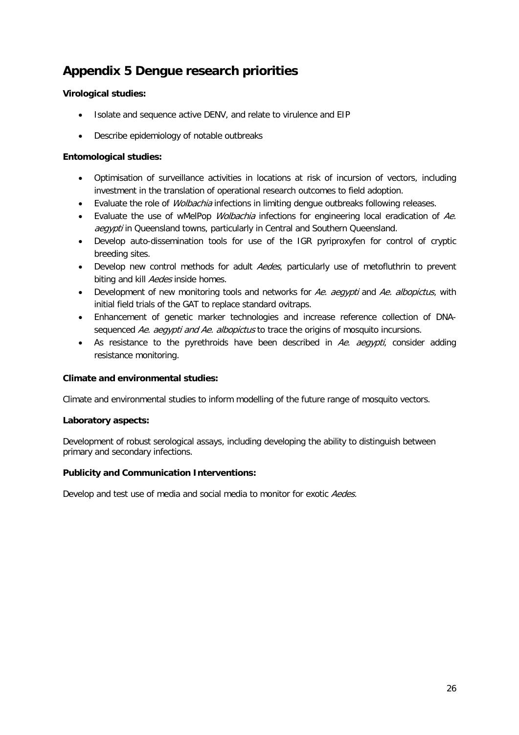## Appendix 5 Dengue research priorities

**Virological studies:**

- Isolate and sequence active DENV, and relate to virulence and EIP
- Describe epidemiology of notable outbreaks

**Entomological studies:**

- Optimisation of surveillance activities in locations at risk of incursion of vectors, including investment in the translation of operational research outcomes to field adoption.
- Evaluate the role of *Wolbachia* infections in limiting dengue outbreaks following releases.
- Evaluate the use of wMelPop *Wolbachia* infections for engineering local eradication of *Ae. aegypti* in Queensland towns, particularly in Central and Southern Queensland.
- Develop auto-dissemination tools for use of the IGR pyriproxyfen for control of cryptic breeding sites.
- Develop new control methods for adult *Aedes*, particularly use of metofluthrin to prevent biting and kill *Aedes* inside homes.
- Development of new monitoring tools and networks for *Ae. aegypti* and *Ae. albopictus*, with initial field trials of the GAT to replace standard ovitraps.
- Enhancement of genetic marker technologies and increase reference collection of DNA-sequenced *Ae. aegypti and Ae. albopictus* to trace the origins of mosquito incursions.
- As resistance to the pyrethroids have been described in *Ae. aegypti*, consider adding resistance monitoring.

**Climate and environmental studies:**

Climate and environmental studies to inform modelling of the future range of mosquito vectors.

**Laboratory aspects:**

Development of robust serological assays, including developing the ability to distinguish between primary and secondary infections.

**Publicity and Communication Interventions:**

Develop and test use of media and social media to monitor for exotic *Aedes.*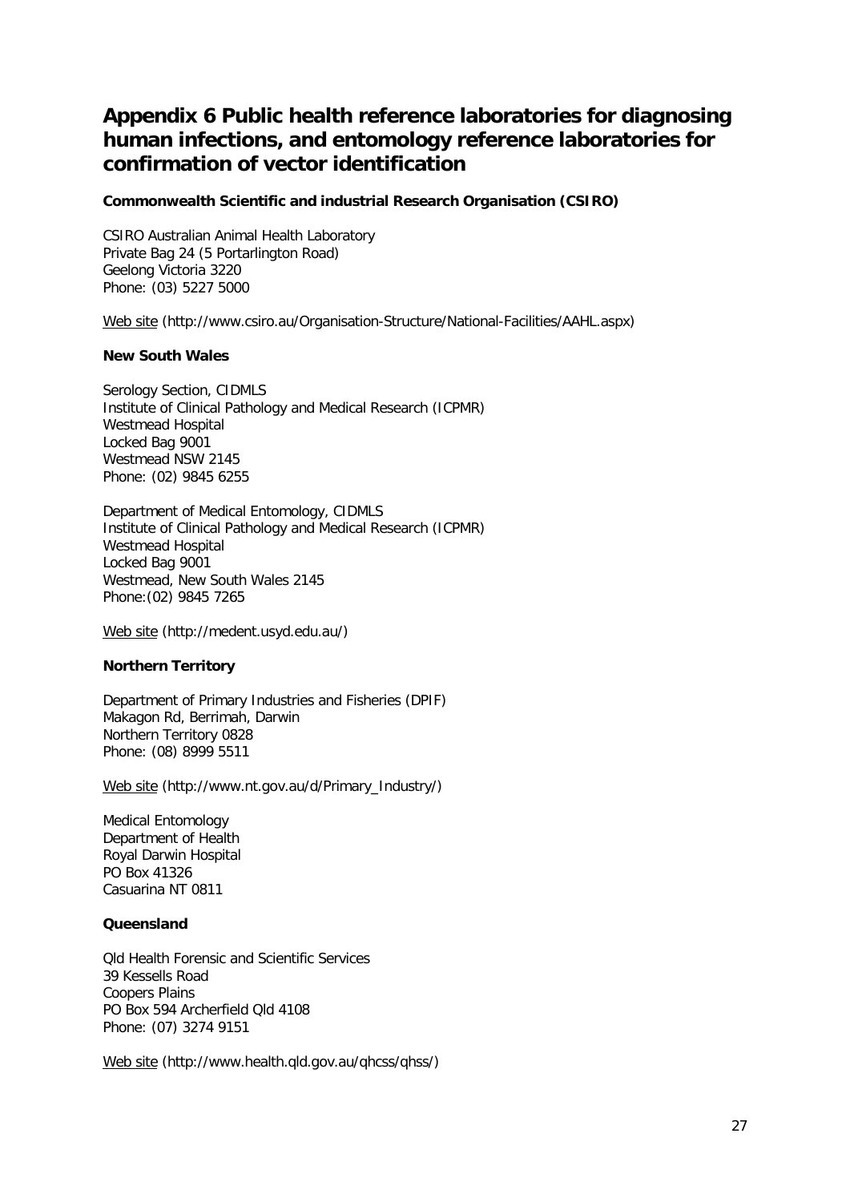# Appendix 6 Public health reference laboratories for diagnosing human infections, and entomology reference laboratories for confirmation of vector identification

**Commonwealth Scientific and industrial Research Organisation (CSIRO)**

CSIRO Australian Animal Health Laboratory
Private Bag 24 (5 Portarlington Road)
Geelong Victoria 3220
Phone: (03) 5227 5000

Web site (http://www.csiro.au/Organisation-Structure/National-Facilities/AAHL.aspx)

**New South Wales**

Serology Section, CIDMLS
Institute of Clinical Pathology and Medical Research (ICPMR)
Westmead Hospital
Locked Bag 9001
Westmead NSW 2145
Phone: (02) 9845 6255

Department of Medical Entomology, CIDMLS
Institute of Clinical Pathology and Medical Research (ICPMR)
Westmead Hospital
Locked Bag 9001
Westmead, New South Wales 2145
Phone:(02) 9845 7265

Web site (http://medent.usyd.edu.au/)

**Northern Territory**

Department of Primary Industries and Fisheries (DPIF)
Makagon Rd, Berrimah, Darwin
Northern Territory 0828
Phone: (08) 8999 5511

Web site (http://www.nt.gov.au/d/Primary_Industry/)

Medical Entomology
Department of Health
Royal Darwin Hospital
PO Box 41326
Casuarina NT 0811

**Queensland**

Qld Health Forensic and Scientific Services
39 Kessells Road
Coopers Plains
PO Box 594 Archerfield Qld 4108
Phone: (07) 3274 9151

Web site (http://www.health.qld.gov.au/qhcss/qhss/)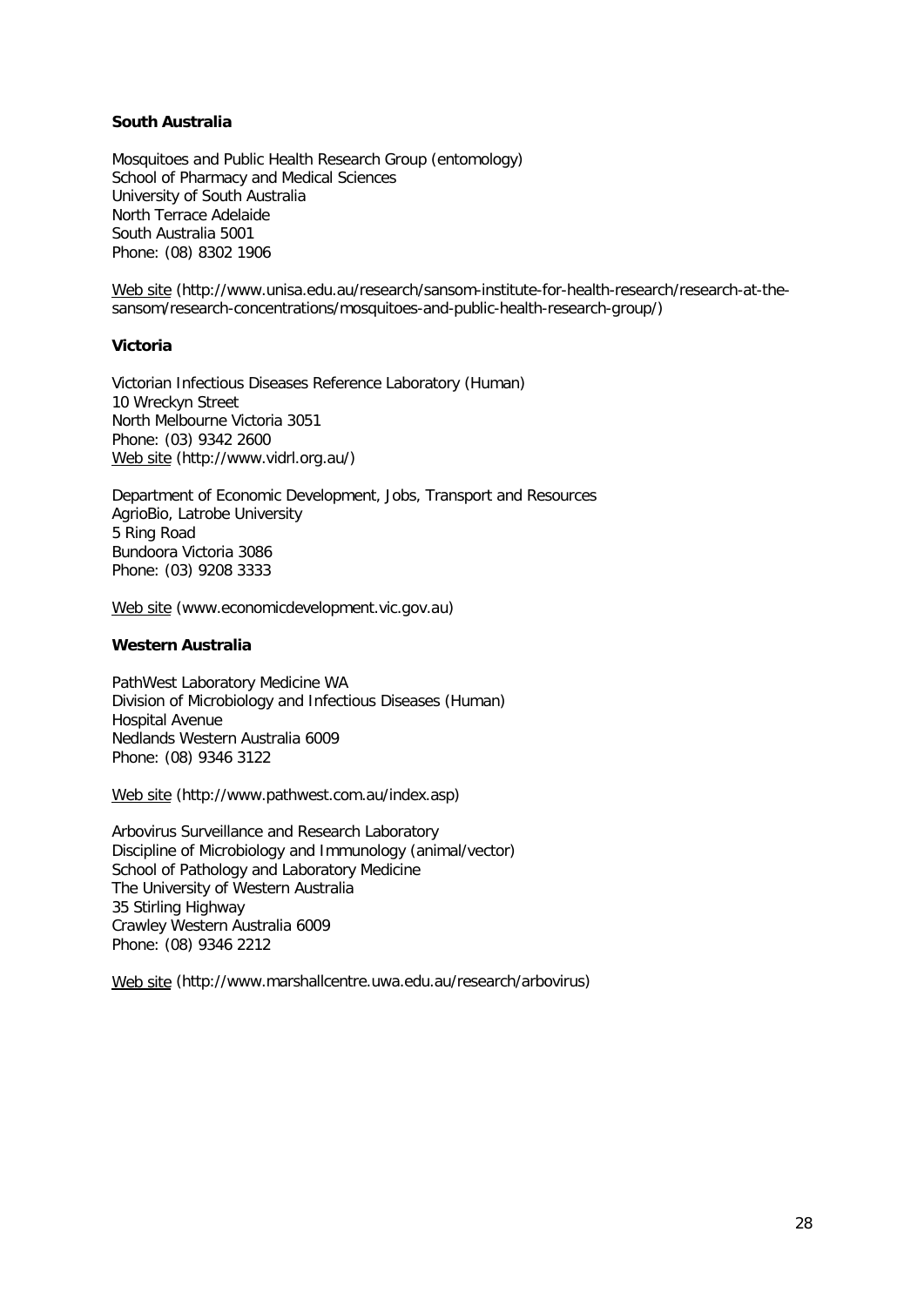**South Australia**

Mosquitoes and Public Health Research Group (entomology)
School of Pharmacy and Medical Sciences
University of South Australia
North Terrace Adelaide
South Australia 5001
Phone: (08) 8302 1906

Web site (http://www.unisa.edu.au/research/sansom-institute-for-health-research/research-at-the-sansom/research-concentrations/mosquitoes-and-public-health-research-group/)

**Victoria**

Victorian Infectious Diseases Reference Laboratory (Human)
10 Wreckyn Street
North Melbourne Victoria 3051
Phone: (03) 9342 2600
Web site (http://www.vidrl.org.au/)

Department of Economic Development, Jobs, Transport and Resources
AgrioBio, Latrobe University
5 Ring Road
Bundoora Victoria 3086
Phone: (03) 9208 3333

Web site (www.economicdevelopment.vic.gov.au)

**Western Australia**

PathWest Laboratory Medicine WA
Division of Microbiology and Infectious Diseases (Human)
Hospital Avenue
Nedlands Western Australia 6009
Phone: (08) 9346 3122

Web site (http://www.pathwest.com.au/index.asp)

Arbovirus Surveillance and Research Laboratory
Discipline of Microbiology and Immunology (animal/vector)
School of Pathology and Laboratory Medicine
The University of Western Australia
35 Stirling Highway
Crawley Western Australia 6009
Phone: (08) 9346 2212

Web site (http://www.marshallcentre.uwa.edu.au/research/arbovirus)